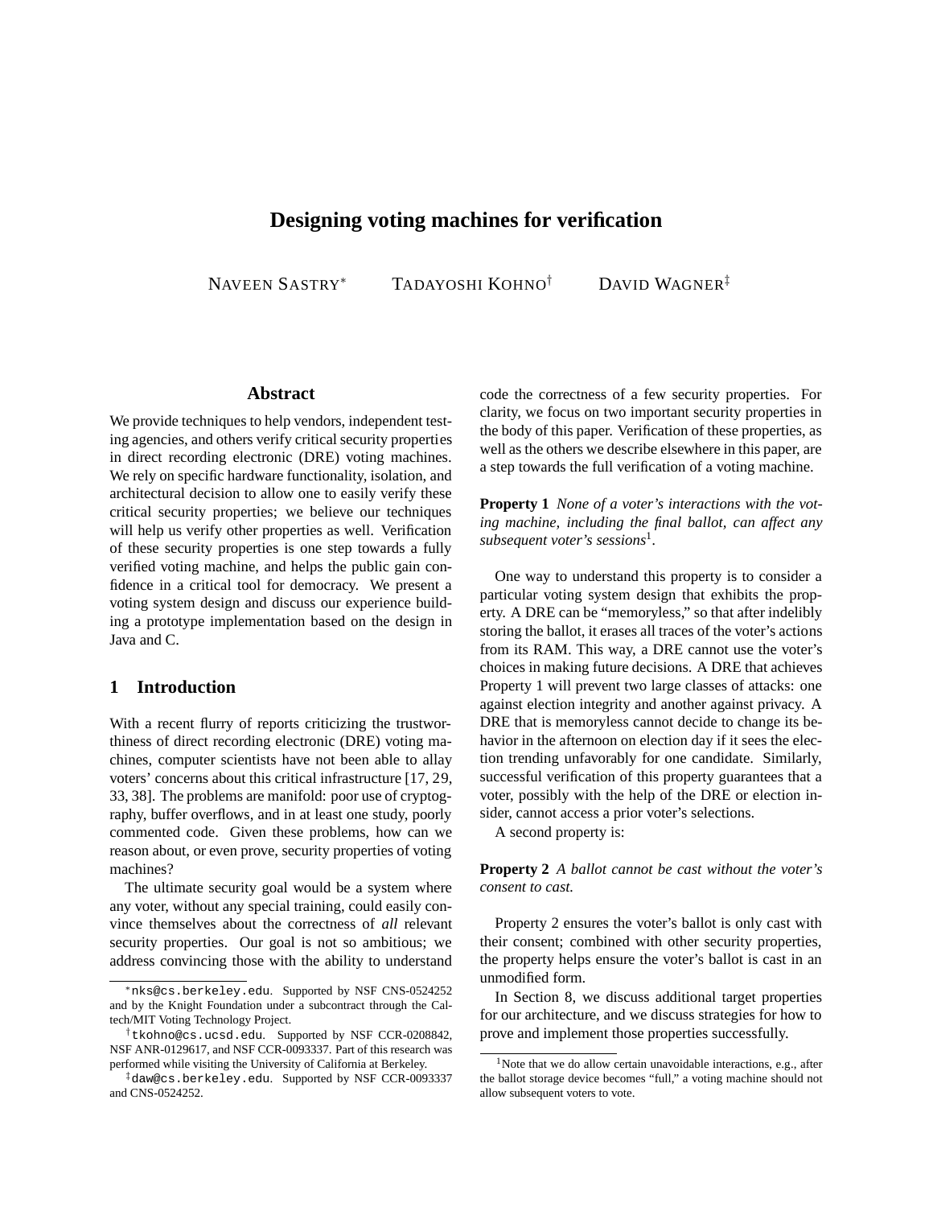# Designing voting machines for verification

NAVEEN SASTRY[*] TADAYOSHI KOHNO[†] DAVID WAGNER[‡]

## Abstract

We provide techniques to help vendors, independent testing agencies, and others verify critical security properties in direct recording electronic (DRE) voting machines. We rely on specific hardware functionality, isolation, and architectural decision to allow one to easily verify these critical security properties; we believe our techniques will help us verify other properties as well. Verification of these security properties is one step towards a fully verified voting machine, and helps the public gain confidence in a critical tool for democracy. We present a voting system design and discuss our experience building a prototype implementation based on the design in Java and C.

## 1 Introduction

With a recent flurry of reports criticizing the trustworthiness of direct recording electronic (DRE) voting machines, computer scientists have not been able to allay voters' concerns about this critical infrastructure [17, 29, 33, 38]. The problems are manifold: poor use of cryptography, buffer overflows, and in at least one study, poorly commented code. Given these problems, how can we reason about, or even prove, security properties of voting machines?

The ultimate security goal would be a system where any voter, without any special training, could easily convince themselves about the correctness of *all* relevant security properties. Our goal is not so ambitious; we address convincing those with the ability to understand code the correctness of a few security properties. For clarity, we focus on two important security properties in the body of this paper. Verification of these properties, as well as the others we describe elsewhere in this paper, are a step towards the full verification of a voting machine.

**Property 1** *None of a voter's interactions with the voting machine, including the final ballot, can affect any subsequent voter's sessions*[1].

One way to understand this property is to consider a particular voting system design that exhibits the property. A DRE can be "memoryless," so that after indelibly storing the ballot, it erases all traces of the voter's actions from its RAM. This way, a DRE cannot use the voter's choices in making future decisions. A DRE that achieves Property 1 will prevent two large classes of attacks: one against election integrity and another against privacy. A DRE that is memoryless cannot decide to change its behavior in the afternoon on election day if it sees the election trending unfavorably for one candidate. Similarly, successful verification of this property guarantees that a voter, possibly with the help of the DRE or election insider, cannot access a prior voter's selections.

A second property is:

**Property 2** *A ballot cannot be cast without the voter's consent to cast.*

Property 2 ensures the voter's ballot is only cast with their consent; combined with other security properties, the property helps ensure the voter's ballot is cast in an unmodified form.

In Section 8, we discuss additional target properties for our architecture, and we discuss strategies for how to prove and implement those properties successfully.

---

[*] `nks@cs.berkeley.edu`. Supported by NSF CNS-0524252 and by the Knight Foundation under a subcontract through the Caltech/MIT Voting Technology Project.

[†] `tkohno@cs.ucsd.edu`. Supported by NSF CCR-0208842, NSF ANR-0129617, and NSF CCR-0093337. Part of this research was performed while visiting the University of California at Berkeley.

[‡] `daw@cs.berkeley.edu`. Supported by NSF CCR-0093337 and CNS-0524252.

[1] Note that we do allow certain unavoidable interactions, e.g., after the ballot storage device becomes "full," a voting machine should not allow subsequent voters to vote.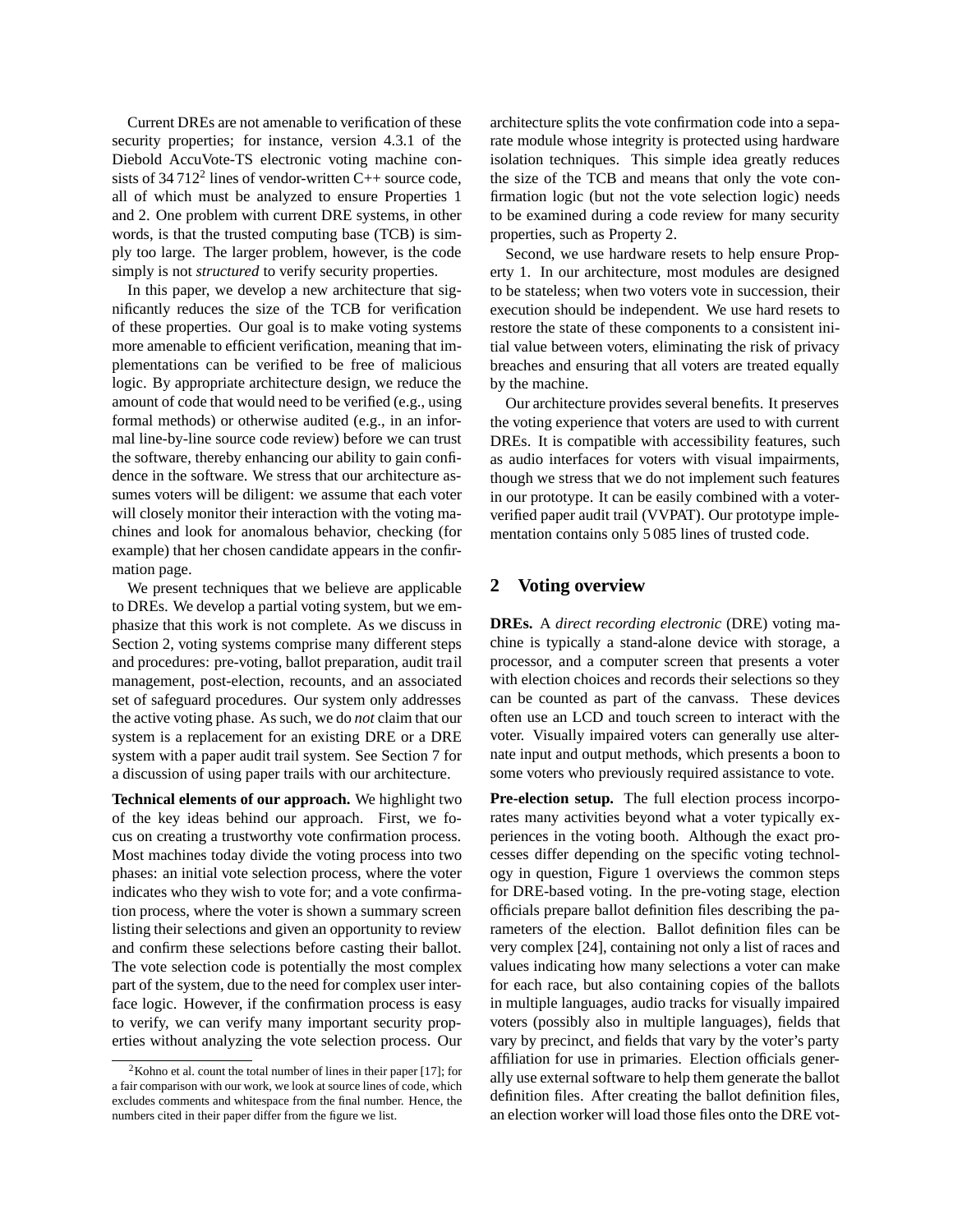Current DREs are not amenable to verification of these security properties; for instance, version 4.3.1 of the Diebold AccuVote-TS electronic voting machine consists of 34 712[2] lines of vendor-written C++ source code, all of which must be analyzed to ensure Properties 1 and 2. One problem with current DRE systems, in other words, is that the trusted computing base (TCB) is simply too large. The larger problem, however, is the code simply is not *structured* to verify security properties.

In this paper, we develop a new architecture that significantly reduces the size of the TCB for verification of these properties. Our goal is to make voting systems more amenable to efficient verification, meaning that implementations can be verified to be free of malicious logic. By appropriate architecture design, we reduce the amount of code that would need to be verified (e.g., using formal methods) or otherwise audited (e.g., in an informal line-by-line source code review) before we can trust the software, thereby enhancing our ability to gain confidence in the software. We stress that our architecture assumes voters will be diligent: we assume that each voter will closely monitor their interaction with the voting machines and look for anomalous behavior, checking (for example) that her chosen candidate appears in the confirmation page.

We present techniques that we believe are applicable to DREs. We develop a partial voting system, but we emphasize that this work is not complete. As we discuss in Section 2, voting systems comprise many different steps and procedures: pre-voting, ballot preparation, audit trail management, post-election, recounts, and an associated set of safeguard procedures. Our system only addresses the active voting phase. As such, we do *not* claim that our system is a replacement for an existing DRE or a DRE system with a paper audit trail system. See Section 7 for a discussion of using paper trails with our architecture.

**Technical elements of our approach.** We highlight two of the key ideas behind our approach. First, we focus on creating a trustworthy vote confirmation process. Most machines today divide the voting process into two phases: an initial vote selection process, where the voter indicates who they wish to vote for; and a vote confirmation process, where the voter is shown a summary screen listing their selections and given an opportunity to review and confirm these selections before casting their ballot. The vote selection code is potentially the most complex part of the system, due to the need for complex user interface logic. However, if the confirmation process is easy to verify, we can verify many important security properties without analyzing the vote selection process. Our architecture splits the vote confirmation code into a separate module whose integrity is protected using hardware isolation techniques. This simple idea greatly reduces the size of the TCB and means that only the vote confirmation logic (but not the vote selection logic) needs to be examined during a code review for many security properties, such as Property 2.

Second, we use hardware resets to help ensure Property 1. In our architecture, most modules are designed to be stateless; when two voters vote in succession, their execution should be independent. We use hard resets to restore the state of these components to a consistent initial value between voters, eliminating the risk of privacy breaches and ensuring that all voters are treated equally by the machine.

Our architecture provides several benefits. It preserves the voting experience that voters are used to with current DREs. It is compatible with accessibility features, such as audio interfaces for voters with visual impairments, though we stress that we do not implement such features in our prototype. It can be easily combined with a voter-verified paper audit trail (VVPAT). Our prototype implementation contains only 5 085 lines of trusted code.

## 2 Voting overview

**DREs.** A *direct recording electronic* (DRE) voting machine is typically a stand-alone device with storage, a processor, and a computer screen that presents a voter with election choices and records their selections so they can be counted as part of the canvass. These devices often use an LCD and touch screen to interact with the voter. Visually impaired voters can generally use alternate input and output methods, which presents a boon to some voters who previously required assistance to vote.

**Pre-election setup.** The full election process incorporates many activities beyond what a voter typically experiences in the voting booth. Although the exact processes differ depending on the specific voting technology in question, Figure 1 overviews the common steps for DRE-based voting. In the pre-voting stage, election officials prepare ballot definition files describing the parameters of the election. Ballot definition files can be very complex [24], containing not only a list of races and values indicating how many selections a voter can make for each race, but also containing copies of the ballots in multiple languages, audio tracks for visually impaired voters (possibly also in multiple languages), fields that vary by precinct, and fields that vary by the voter's party affiliation for use in primaries. Election officials generally use external software to help them generate the ballot definition files. After creating the ballot definition files, an election worker will load those files onto the DRE vot-

[2] Kohno et al. count the total number of lines in their paper [17]; for a fair comparison with our work, we look at source lines of code, which excludes comments and whitespace from the final number. Hence, the numbers cited in their paper differ from the figure we list.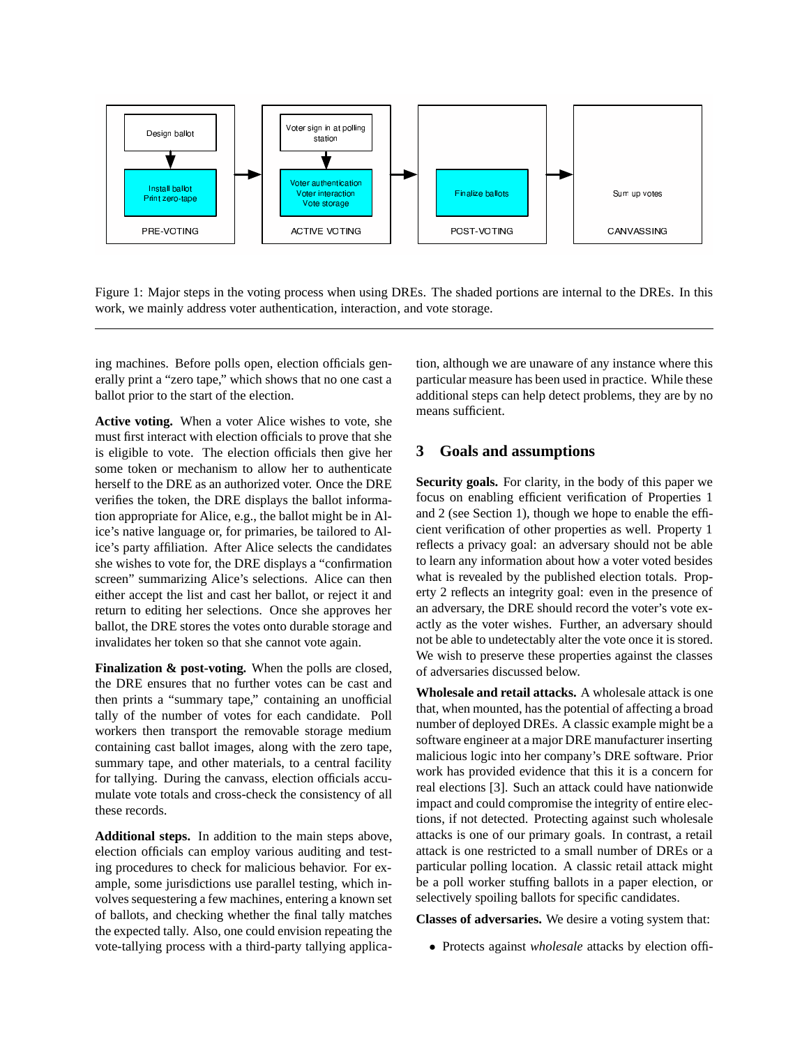PRE-VOTING

Design ballot

Install ballot
Print zero-tape

ACTIVE VOTING

Voter sign in at polling station

Voter authentication
Voter interaction
Vote storage

POST-VOTING

Finalize ballots

CANVASSING

Sum up votes

Figure 1: Major steps in the voting process when using DREs. The shaded portions are internal to the DREs. In this work, we mainly address voter authentication, interaction, and vote storage.

ing machines. Before polls open, election officials generally print a "zero tape," which shows that no one cast a ballot prior to the start of the election.

**Active voting.** When a voter Alice wishes to vote, she must first interact with election officials to prove that she is eligible to vote. The election officials then give her some token or mechanism to allow her to authenticate herself to the DRE as an authorized voter. Once the DRE verifies the token, the DRE displays the ballot information appropriate for Alice, e.g., the ballot might be in Alice's native language or, for primaries, be tailored to Alice's party affiliation. After Alice selects the candidates she wishes to vote for, the DRE displays a "confirmation screen" summarizing Alice's selections. Alice can then either accept the list and cast her ballot, or reject it and return to editing her selections. Once she approves her ballot, the DRE stores the votes onto durable storage and invalidates her token so that she cannot vote again.

**Finalization & post-voting.** When the polls are closed, the DRE ensures that no further votes can be cast and then prints a "summary tape," containing an unofficial tally of the number of votes for each candidate. Poll workers then transport the removable storage medium containing cast ballot images, along with the zero tape, summary tape, and other materials, to a central facility for tallying. During the canvass, election officials accumulate vote totals and cross-check the consistency of all these records.

**Additional steps.** In addition to the main steps above, election officials can employ various auditing and testing procedures to check for malicious behavior. For example, some jurisdictions use parallel testing, which involves sequestering a few machines, entering a known set of ballots, and checking whether the final tally matches the expected tally. Also, one could envision repeating the vote-tallying process with a third-party tallying application, although we are unaware of any instance where this particular measure has been used in practice. While these additional steps can help detect problems, they are by no means sufficient.

## 3 Goals and assumptions

**Security goals.** For clarity, in the body of this paper we focus on enabling efficient verification of Properties 1 and 2 (see Section 1), though we hope to enable the efficient verification of other properties as well. Property 1 reflects a privacy goal: an adversary should not be able to learn any information about how a voter voted besides what is revealed by the published election totals. Property 2 reflects an integrity goal: even in the presence of an adversary, the DRE should record the voter's vote exactly as the voter wishes. Further, an adversary should not be able to undetectably alter the vote once it is stored. We wish to preserve these properties against the classes of adversaries discussed below.

**Wholesale and retail attacks.** A wholesale attack is one that, when mounted, has the potential of affecting a broad number of deployed DREs. A classic example might be a software engineer at a major DRE manufacturer inserting malicious logic into her company's DRE software. Prior work has provided evidence that this it is a concern for real elections [3]. Such an attack could have nationwide impact and could compromise the integrity of entire elections, if not detected. Protecting against such wholesale attacks is one of our primary goals. In contrast, a retail attack is one restricted to a small number of DREs or a particular polling location. A classic retail attack might be a poll worker stuffing ballots in a paper election, or selectively spoiling ballots for specific candidates.

**Classes of adversaries.** We desire a voting system that:

- Protects against *wholesale* attacks by election offi-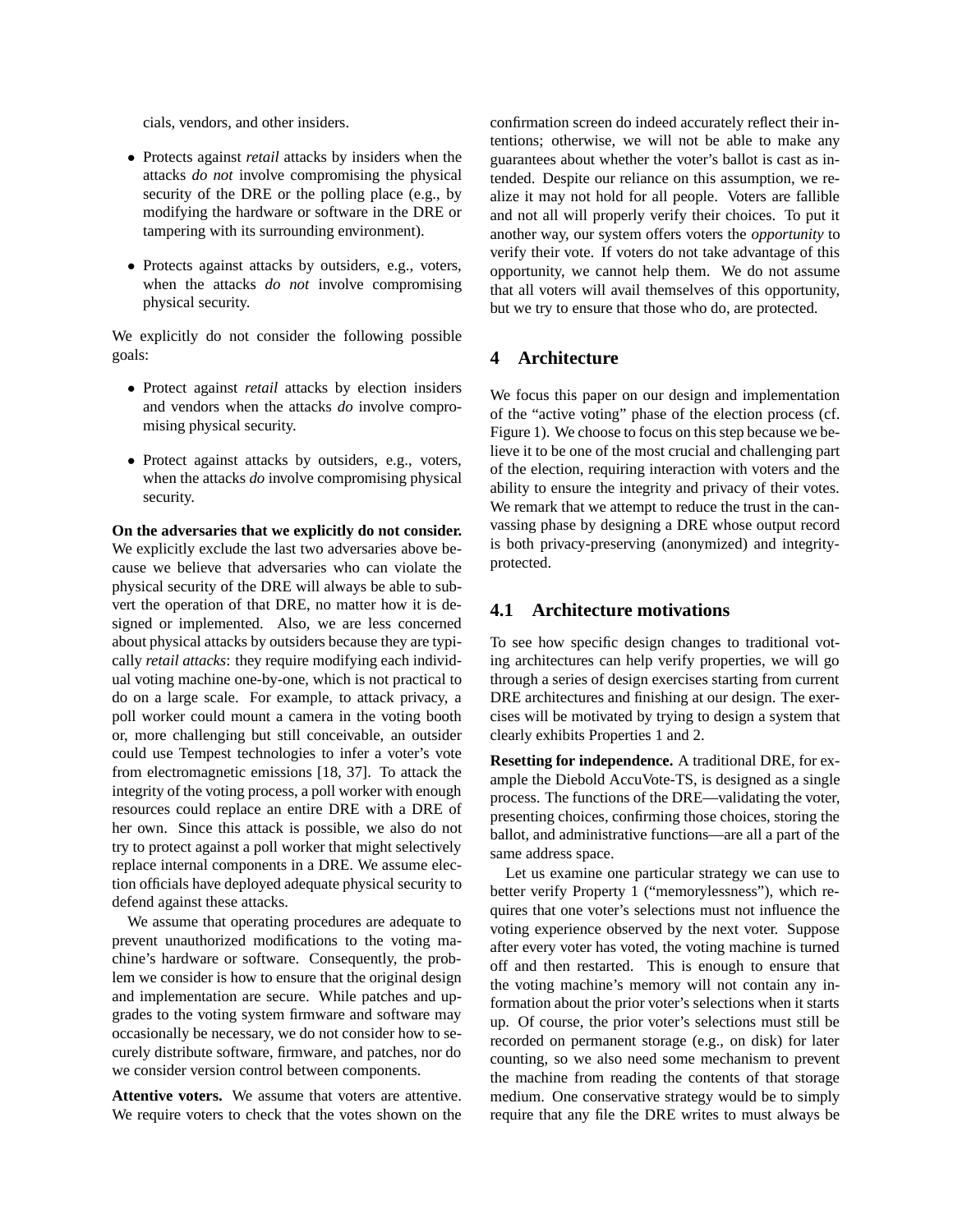cials, vendors, and other insiders.

- Protects against *retail* attacks by insiders when the attacks *do not* involve compromising the physical security of the DRE or the polling place (e.g., by modifying the hardware or software in the DRE or tampering with its surrounding environment).
- Protects against attacks by outsiders, e.g., voters, when the attacks *do not* involve compromising physical security.

We explicitly do not consider the following possible goals:

- Protect against *retail* attacks by election insiders and vendors when the attacks *do* involve compromising physical security.
- Protect against attacks by outsiders, e.g., voters, when the attacks *do* involve compromising physical security.

**On the adversaries that we explicitly do not consider.** We explicitly exclude the last two adversaries above because we believe that adversaries who can violate the physical security of the DRE will always be able to subvert the operation of that DRE, no matter how it is designed or implemented. Also, we are less concerned about physical attacks by outsiders because they are typically *retail attacks*: they require modifying each individual voting machine one-by-one, which is not practical to do on a large scale. For example, to attack privacy, a poll worker could mount a camera in the voting booth or, more challenging but still conceivable, an outsider could use Tempest technologies to infer a voter's vote from electromagnetic emissions [18, 37]. To attack the integrity of the voting process, a poll worker with enough resources could replace an entire DRE with a DRE of her own. Since this attack is possible, we also do not try to protect against a poll worker that might selectively replace internal components in a DRE. We assume election officials have deployed adequate physical security to defend against these attacks.

We assume that operating procedures are adequate to prevent unauthorized modifications to the voting machine's hardware or software. Consequently, the problem we consider is how to ensure that the original design and implementation are secure. While patches and upgrades to the voting system firmware and software may occasionally be necessary, we do not consider how to securely distribute software, firmware, and patches, nor do we consider version control between components.

**Attentive voters.** We assume that voters are attentive. We require voters to check that the votes shown on the confirmation screen do indeed accurately reflect their intentions; otherwise, we will not be able to make any guarantees about whether the voter's ballot is cast as intended. Despite our reliance on this assumption, we realize it may not hold for all people. Voters are fallible and not all will properly verify their choices. To put it another way, our system offers voters the *opportunity* to verify their vote. If voters do not take advantage of this opportunity, we cannot help them. We do not assume that all voters will avail themselves of this opportunity, but we try to ensure that those who do, are protected.

## 4 Architecture

We focus this paper on our design and implementation of the "active voting" phase of the election process (cf. Figure 1). We choose to focus on this step because we believe it to be one of the most crucial and challenging part of the election, requiring interaction with voters and the ability to ensure the integrity and privacy of their votes. We remark that we attempt to reduce the trust in the canvassing phase by designing a DRE whose output record is both privacy-preserving (anonymized) and integrity-protected.

### 4.1 Architecture motivations

To see how specific design changes to traditional voting architectures can help verify properties, we will go through a series of design exercises starting from current DRE architectures and finishing at our design. The exercises will be motivated by trying to design a system that clearly exhibits Properties 1 and 2.

**Resetting for independence.** A traditional DRE, for example the Diebold AccuVote-TS, is designed as a single process. The functions of the DRE—validating the voter, presenting choices, confirming those choices, storing the ballot, and administrative functions—are all a part of the same address space.

Let us examine one particular strategy we can use to better verify Property 1 ("memorylessness"), which requires that one voter's selections must not influence the voting experience observed by the next voter. Suppose after every voter has voted, the voting machine is turned off and then restarted. This is enough to ensure that the voting machine's memory will not contain any information about the prior voter's selections when it starts up. Of course, the prior voter's selections must still be recorded on permanent storage (e.g., on disk) for later counting, so we also need some mechanism to prevent the machine from reading the contents of that storage medium. One conservative strategy would be to simply require that any file the DRE writes to must always be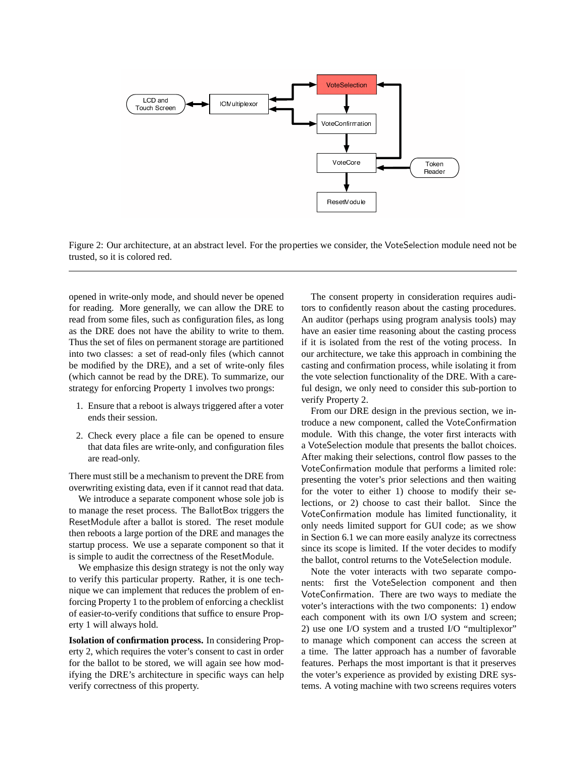LCD and Touch Screen

IOMultiplexor

VoteSelection

VoteConfirmation

VoteCore

Token Reader

ResetModule

Figure 2: Our architecture, at an abstract level. For the properties we consider, the VoteSelection module need not be trusted, so it is colored red.

---

opened in write-only mode, and should never be opened for reading. More generally, we can allow the DRE to read from some files, such as configuration files, as long as the DRE does not have the ability to write to them. Thus the set of files on permanent storage are partitioned into two classes: a set of read-only files (which cannot be modified by the DRE), and a set of write-only files (which cannot be read by the DRE). To summarize, our strategy for enforcing Property 1 involves two prongs:

1. Ensure that a reboot is always triggered after a voter ends their session.
2. Check every place a file can be opened to ensure that data files are write-only, and configuration files are read-only.

There must still be a mechanism to prevent the DRE from overwriting existing data, even if it cannot read that data.

We introduce a separate component whose sole job is to manage the reset process. The BallotBox triggers the ResetModule after a ballot is stored. The reset module then reboots a large portion of the DRE and manages the startup process. We use a separate component so that it is simple to audit the correctness of the ResetModule.

We emphasize this design strategy is not the only way to verify this particular property. Rather, it is one technique we can implement that reduces the problem of enforcing Property 1 to the problem of enforcing a checklist of easier-to-verify conditions that suffice to ensure Property 1 will always hold.

**Isolation of confirmation process.** In considering Property 2, which requires the voter's consent to cast in order for the ballot to be stored, we will again see how modifying the DRE's architecture in specific ways can help verify correctness of this property.

The consent property in consideration requires auditors to confidently reason about the casting procedures. An auditor (perhaps using program analysis tools) may have an easier time reasoning about the casting process if it is isolated from the rest of the voting process. In our architecture, we take this approach in combining the casting and confirmation process, while isolating it from the vote selection functionality of the DRE. With a careful design, we only need to consider this sub-portion to verify Property 2.

From our DRE design in the previous section, we introduce a new component, called the VoteConfirmation module. With this change, the voter first interacts with a VoteSelection module that presents the ballot choices. After making their selections, control flow passes to the VoteConfirmation module that performs a limited role: presenting the voter's prior selections and then waiting for the voter to either 1) choose to modify their selections, or 2) choose to cast their ballot. Since the VoteConfirmation module has limited functionality, it only needs limited support for GUI code; as we show in Section 6.1 we can more easily analyze its correctness since its scope is limited. If the voter decides to modify the ballot, control returns to the VoteSelection module.

Note the voter interacts with two separate components: first the VoteSelection component and then VoteConfirmation. There are two ways to mediate the voter's interactions with the two components: 1) endow each component with its own I/O system and screen; 2) use one I/O system and a trusted I/O "multiplexor" to manage which component can access the screen at a time. The latter approach has a number of favorable features. Perhaps the most important is that it preserves the voter's experience as provided by existing DRE systems. A voting machine with two screens requires voters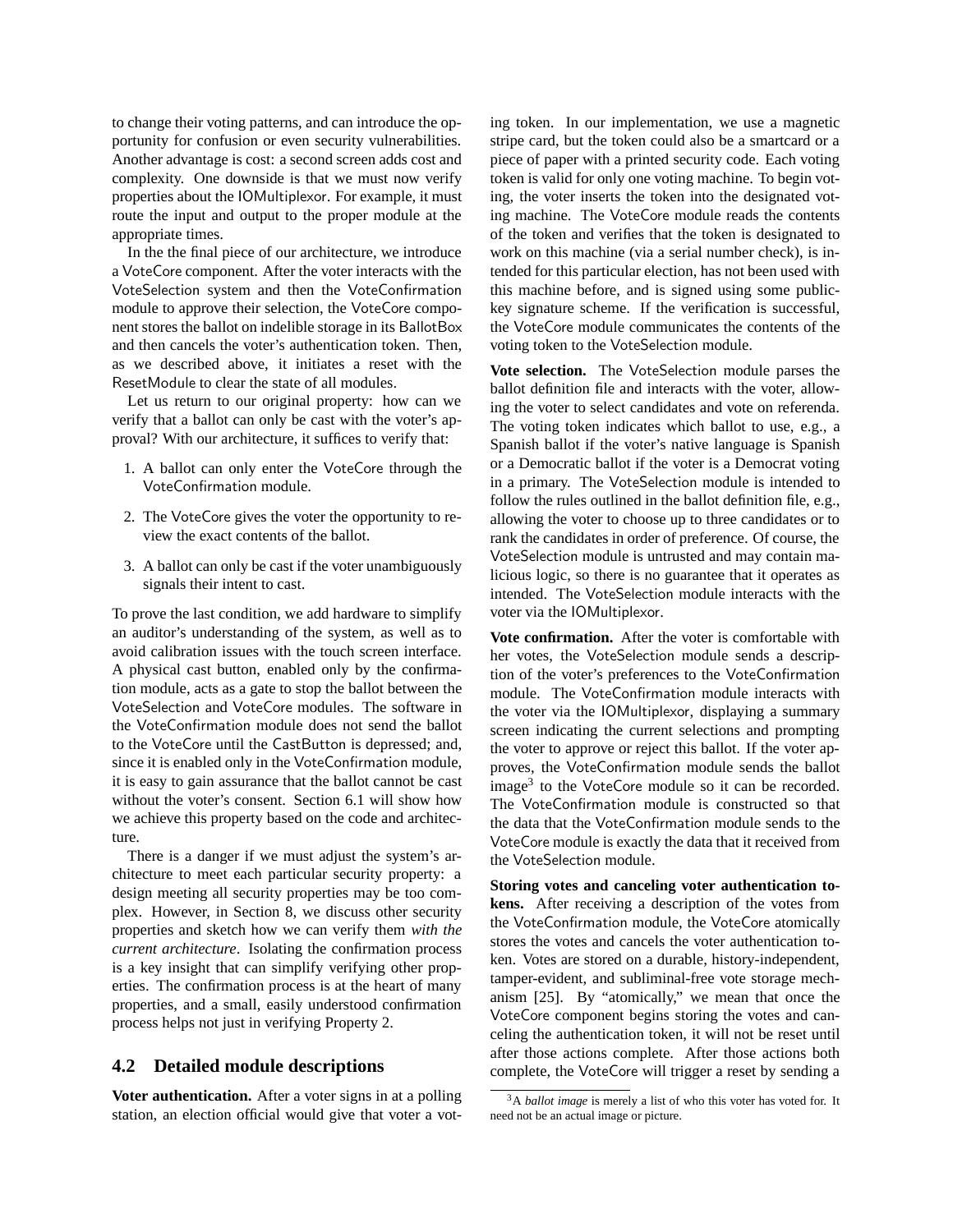to change their voting patterns, and can introduce the opportunity for confusion or even security vulnerabilities. Another advantage is cost: a second screen adds cost and complexity. One downside is that we must now verify properties about the IOMultiplexor. For example, it must route the input and output to the proper module at the appropriate times.

In the the final piece of our architecture, we introduce a VoteCore component. After the voter interacts with the VoteSelection system and then the VoteConfirmation module to approve their selection, the VoteCore component stores the ballot on indelible storage in its BallotBox and then cancels the voter's authentication token. Then, as we described above, it initiates a reset with the ResetModule to clear the state of all modules.

Let us return to our original property: how can we verify that a ballot can only be cast with the voter's approval? With our architecture, it suffices to verify that:

1. A ballot can only enter the VoteCore through the VoteConfirmation module.
2. The VoteCore gives the voter the opportunity to review the exact contents of the ballot.
3. A ballot can only be cast if the voter unambiguously signals their intent to cast.

To prove the last condition, we add hardware to simplify an auditor's understanding of the system, as well as to avoid calibration issues with the touch screen interface. A physical cast button, enabled only by the confirmation module, acts as a gate to stop the ballot between the VoteSelection and VoteCore modules. The software in the VoteConfirmation module does not send the ballot to the VoteCore until the CastButton is depressed; and, since it is enabled only in the VoteConfirmation module, it is easy to gain assurance that the ballot cannot be cast without the voter's consent. Section 6.1 will show how we achieve this property based on the code and architecture.

There is a danger if we must adjust the system's architecture to meet each particular security property: a design meeting all security properties may be too complex. However, in Section 8, we discuss other security properties and sketch how we can verify them *with the current architecture*. Isolating the confirmation process is a key insight that can simplify verifying other properties. The confirmation process is at the heart of many properties, and a small, easily understood confirmation process helps not just in verifying Property 2.

## 4.2 Detailed module descriptions

**Voter authentication.** After a voter signs in at a polling station, an election official would give that voter a voting token. In our implementation, we use a magnetic stripe card, but the token could also be a smartcard or a piece of paper with a printed security code. Each voting token is valid for only one voting machine. To begin voting, the voter inserts the token into the designated voting machine. The VoteCore module reads the contents of the token and verifies that the token is designated to work on this machine (via a serial number check), is intended for this particular election, has not been used with this machine before, and is signed using some public-key signature scheme. If the verification is successful, the VoteCore module communicates the contents of the voting token to the VoteSelection module.

**Vote selection.** The VoteSelection module parses the ballot definition file and interacts with the voter, allowing the voter to select candidates and vote on referenda. The voting token indicates which ballot to use, e.g., a Spanish ballot if the voter's native language is Spanish or a Democratic ballot if the voter is a Democrat voting in a primary. The VoteSelection module is intended to follow the rules outlined in the ballot definition file, e.g., allowing the voter to choose up to three candidates or to rank the candidates in order of preference. Of course, the VoteSelection module is untrusted and may contain malicious logic, so there is no guarantee that it operates as intended. The VoteSelection module interacts with the voter via the IOMultiplexor.

**Vote confirmation.** After the voter is comfortable with her votes, the VoteSelection module sends a description of the voter's preferences to the VoteConfirmation module. The VoteConfirmation module interacts with the voter via the IOMultiplexor, displaying a summary screen indicating the current selections and prompting the voter to approve or reject this ballot. If the voter approves, the VoteConfirmation module sends the ballot image[3] to the VoteCore module so it can be recorded. The VoteConfirmation module is constructed so that the data that the VoteConfirmation module sends to the VoteCore module is exactly the data that it received from the VoteSelection module.

**Storing votes and canceling voter authentication tokens.** After receiving a description of the votes from the VoteConfirmation module, the VoteCore atomically stores the votes and cancels the voter authentication token. Votes are stored on a durable, history-independent, tamper-evident, and subliminal-free vote storage mechanism [25]. By "atomically," we mean that once the VoteCore component begins storing the votes and canceling the authentication token, it will not be reset until after those actions complete. After those actions both complete, the VoteCore will trigger a reset by sending a

[3] A *ballot image* is merely a list of who this voter has voted for. It need not be an actual image or picture.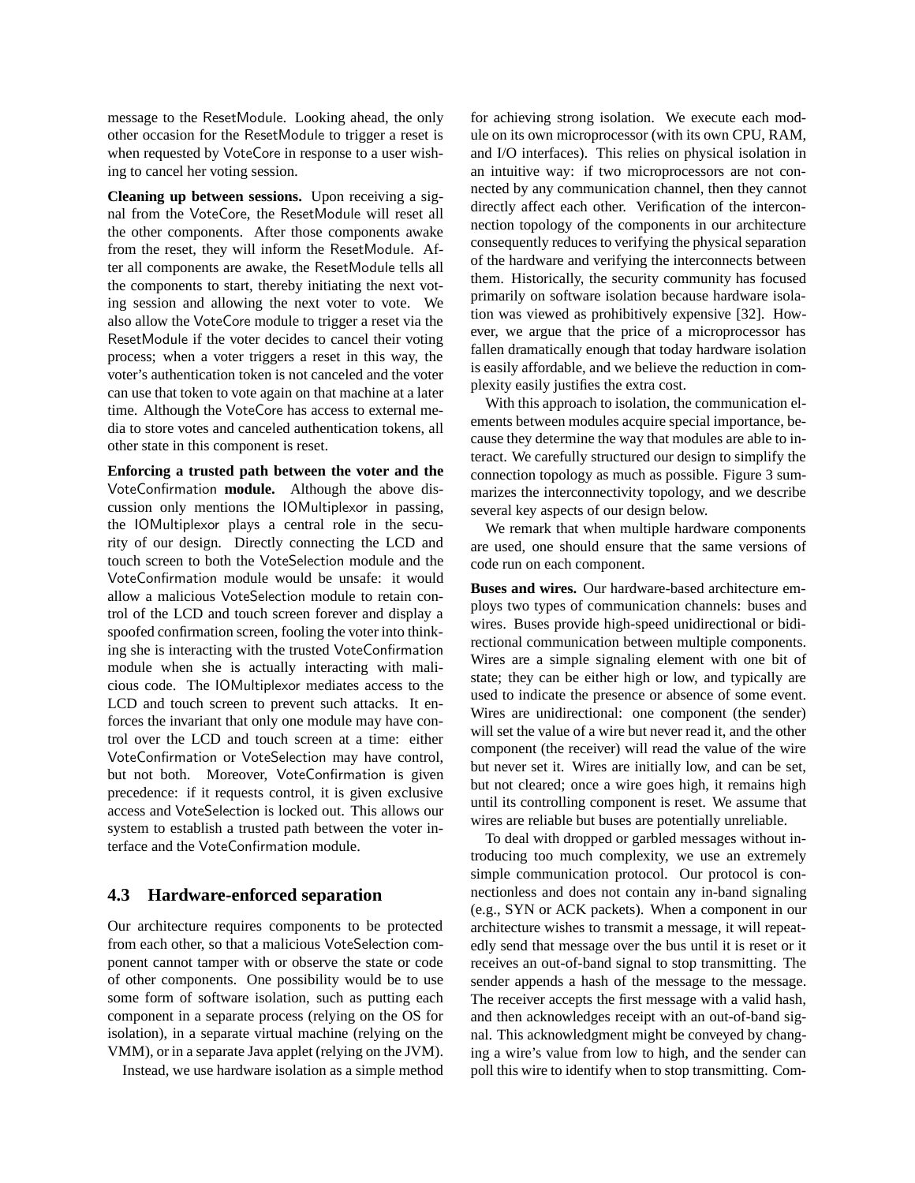message to the ResetModule. Looking ahead, the only other occasion for the ResetModule to trigger a reset is when requested by VoteCore in response to a user wishing to cancel her voting session.

**Cleaning up between sessions.** Upon receiving a signal from the VoteCore, the ResetModule will reset all the other components. After those components awake from the reset, they will inform the ResetModule. After all components are awake, the ResetModule tells all the components to start, thereby initiating the next voting session and allowing the next voter to vote. We also allow the VoteCore module to trigger a reset via the ResetModule if the voter decides to cancel their voting process; when a voter triggers a reset in this way, the voter's authentication token is not canceled and the voter can use that token to vote again on that machine at a later time. Although the VoteCore has access to external media to store votes and canceled authentication tokens, all other state in this component is reset.

**Enforcing a trusted path between the voter and the VoteConfirmation module.** Although the above discussion only mentions the IOMultiplexor in passing, the IOMultiplexor plays a central role in the security of our design. Directly connecting the LCD and touch screen to both the VoteSelection module and the VoteConfirmation module would be unsafe: it would allow a malicious VoteSelection module to retain control of the LCD and touch screen forever and display a spoofed confirmation screen, fooling the voter into thinking she is interacting with the trusted VoteConfirmation module when she is actually interacting with malicious code. The IOMultiplexor mediates access to the LCD and touch screen to prevent such attacks. It enforces the invariant that only one module may have control over the LCD and touch screen at a time: either VoteConfirmation or VoteSelection may have control, but not both. Moreover, VoteConfirmation is given precedence: if it requests control, it is given exclusive access and VoteSelection is locked out. This allows our system to establish a trusted path between the voter interface and the VoteConfirmation module.

### 4.3 Hardware-enforced separation

Our architecture requires components to be protected from each other, so that a malicious VoteSelection component cannot tamper with or observe the state or code of other components. One possibility would be to use some form of software isolation, such as putting each component in a separate process (relying on the OS for isolation), in a separate virtual machine (relying on the VMM), or in a separate Java applet (relying on the JVM).

Instead, we use hardware isolation as a simple method for achieving strong isolation. We execute each module on its own microprocessor (with its own CPU, RAM, and I/O interfaces). This relies on physical isolation in an intuitive way: if two microprocessors are not connected by any communication channel, then they cannot directly affect each other. Verification of the interconnection topology of the components in our architecture consequently reduces to verifying the physical separation of the hardware and verifying the interconnects between them. Historically, the security community has focused primarily on software isolation because hardware isolation was viewed as prohibitively expensive [32]. However, we argue that the price of a microprocessor has fallen dramatically enough that today hardware isolation is easily affordable, and we believe the reduction in complexity easily justifies the extra cost.

With this approach to isolation, the communication elements between modules acquire special importance, because they determine the way that modules are able to interact. We carefully structured our design to simplify the connection topology as much as possible. Figure 3 summarizes the interconnectivity topology, and we describe several key aspects of our design below.

We remark that when multiple hardware components are used, one should ensure that the same versions of code run on each component.

**Buses and wires.** Our hardware-based architecture employs two types of communication channels: buses and wires. Buses provide high-speed unidirectional or bidirectional communication between multiple components. Wires are a simple signaling element with one bit of state; they can be either high or low, and typically are used to indicate the presence or absence of some event. Wires are unidirectional: one component (the sender) will set the value of a wire but never read it, and the other component (the receiver) will read the value of the wire but never set it. Wires are initially low, and can be set, but not cleared; once a wire goes high, it remains high until its controlling component is reset. We assume that wires are reliable but buses are potentially unreliable.

To deal with dropped or garbled messages without introducing too much complexity, we use an extremely simple communication protocol. Our protocol is connectionless and does not contain any in-band signaling (e.g., SYN or ACK packets). When a component in our architecture wishes to transmit a message, it will repeatedly send that message over the bus until it is reset or it receives an out-of-band signal to stop transmitting. The sender appends a hash of the message to the message. The receiver accepts the first message with a valid hash, and then acknowledges receipt with an out-of-band signal. This acknowledgment might be conveyed by changing a wire's value from low to high, and the sender can poll this wire to identify when to stop transmitting. Com-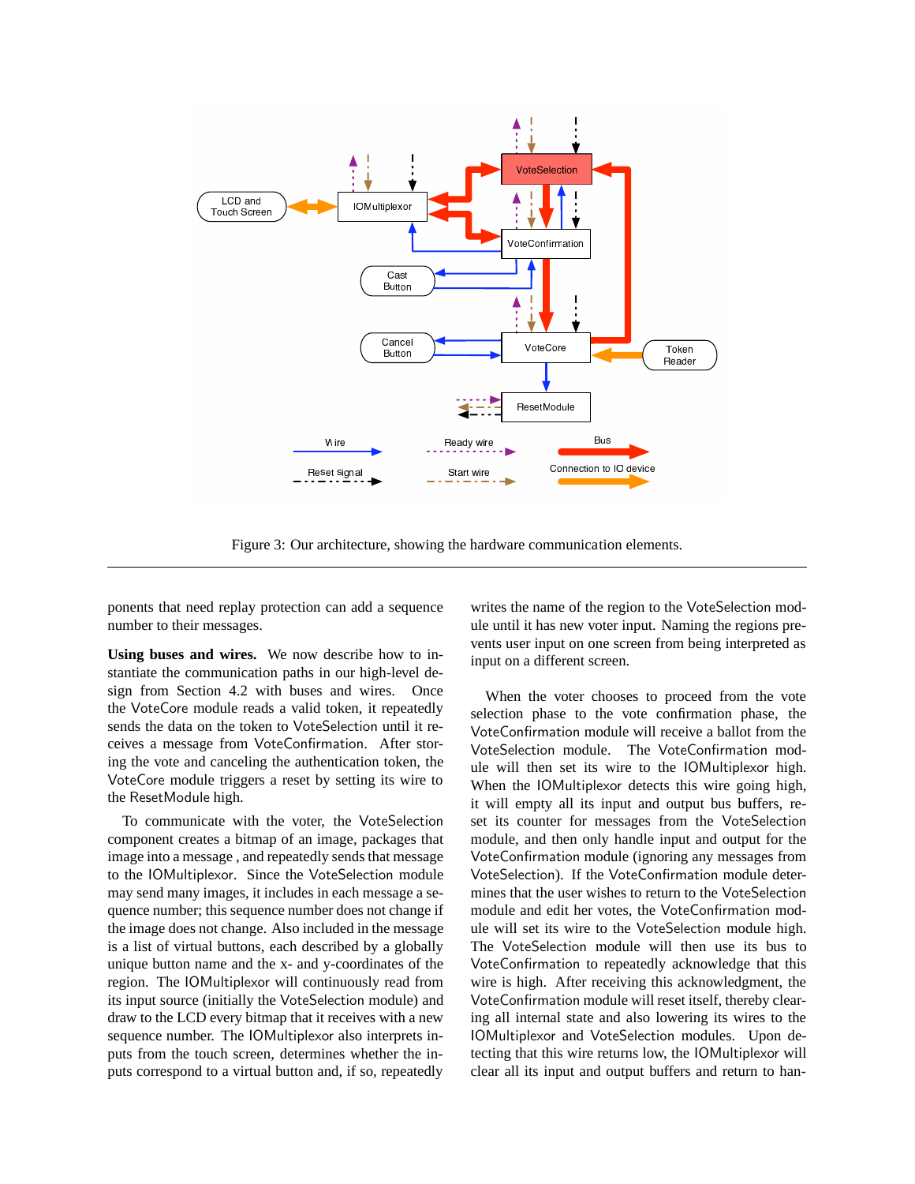LCD and Touch Screen
IOMultiplexor
VoteSelection
VoteConfirmation
Cast Button
Cancel Button
VoteCore
Token Reader
ResetModule
Wire
Ready wire
Bus
Reset signal
Start wire
Connection to IO device

Figure 3: Our architecture, showing the hardware communication elements.

---

ponents that need replay protection can add a sequence number to their messages.

**Using buses and wires.** We now describe how to instantiate the communication paths in our high-level design from Section 4.2 with buses and wires. Once the VoteCore module reads a valid token, it repeatedly sends the data on the token to VoteSelection until it receives a message from VoteConfirmation. After storing the vote and canceling the authentication token, the VoteCore module triggers a reset by setting its wire to the ResetModule high.

To communicate with the voter, the VoteSelection component creates a bitmap of an image, packages that image into a message , and repeatedly sends that message to the IOMultiplexor. Since the VoteSelection module may send many images, it includes in each message a sequence number; this sequence number does not change if the image does not change. Also included in the message is a list of virtual buttons, each described by a globally unique button name and the x- and y-coordinates of the region. The IOMultiplexor will continuously read from its input source (initially the VoteSelection module) and draw to the LCD every bitmap that it receives with a new sequence number. The IOMultiplexor also interprets inputs from the touch screen, determines whether the inputs correspond to a virtual button and, if so, repeatedly writes the name of the region to the VoteSelection module until it has new voter input. Naming the regions prevents user input on one screen from being interpreted as input on a different screen.

When the voter chooses to proceed from the vote selection phase to the vote confirmation phase, the VoteConfirmation module will receive a ballot from the VoteSelection module. The VoteConfirmation module will then set its wire to the IOMultiplexor high. When the IOMultiplexor detects this wire going high, it will empty all its input and output bus buffers, reset its counter for messages from the VoteSelection module, and then only handle input and output for the VoteConfirmation module (ignoring any messages from VoteSelection). If the VoteConfirmation module determines that the user wishes to return to the VoteSelection module and edit her votes, the VoteConfirmation module will set its wire to the VoteSelection module high. The VoteSelection module will then use its bus to VoteConfirmation to repeatedly acknowledge that this wire is high. After receiving this acknowledgment, the VoteConfirmation module will reset itself, thereby clearing all internal state and also lowering its wires to the IOMultiplexor and VoteSelection modules. Upon detecting that this wire returns low, the IOMultiplexor will clear all its input and output buffers and return to han-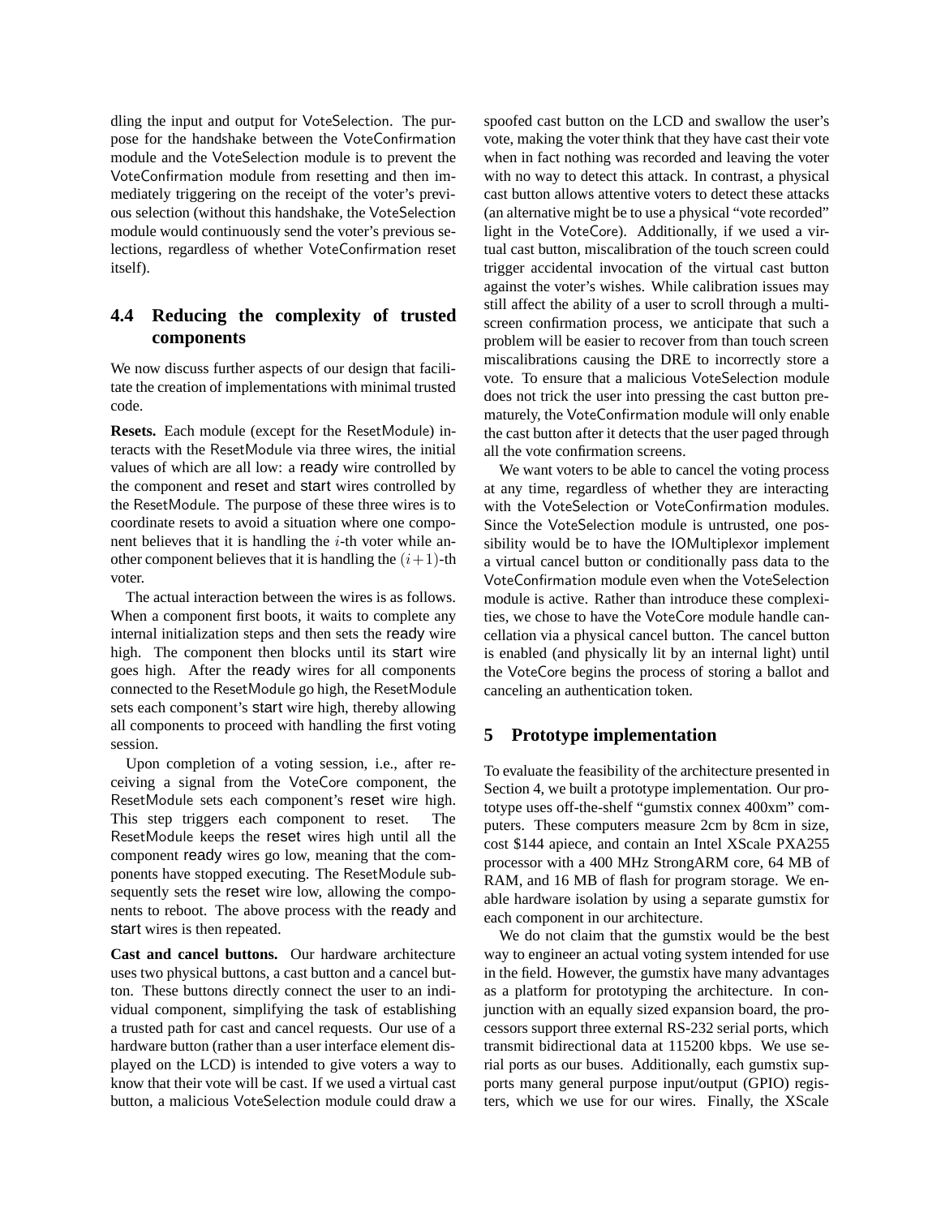dling the input and output for VoteSelection. The purpose for the handshake between the VoteConfirmation module and the VoteSelection module is to prevent the VoteConfirmation module from resetting and then immediately triggering on the receipt of the voter's previous selection (without this handshake, the VoteSelection module would continuously send the voter's previous selections, regardless of whether VoteConfirmation reset itself).

## 4.4 Reducing the complexity of trusted components

We now discuss further aspects of our design that facilitate the creation of implementations with minimal trusted code.

**Resets.** Each module (except for the ResetModule) interacts with the ResetModule via three wires, the initial values of which are all low: a ready wire controlled by the component and reset and start wires controlled by the ResetModule. The purpose of these three wires is to coordinate resets to avoid a situation where one component believes that it is handling the $i$-th voter while another component believes that it is handling the $(i+1)$-th voter.

The actual interaction between the wires is as follows. When a component first boots, it waits to complete any internal initialization steps and then sets the ready wire high. The component then blocks until its start wire goes high. After the ready wires for all components connected to the ResetModule go high, the ResetModule sets each component's start wire high, thereby allowing all components to proceed with handling the first voting session.

Upon completion of a voting session, i.e., after receiving a signal from the VoteCore component, the ResetModule sets each component's reset wire high. This step triggers each component to reset. The ResetModule keeps the reset wires high until all the component ready wires go low, meaning that the components have stopped executing. The ResetModule subsequently sets the reset wire low, allowing the components to reboot. The above process with the ready and start wires is then repeated.

**Cast and cancel buttons.** Our hardware architecture uses two physical buttons, a cast button and a cancel button. These buttons directly connect the user to an individual component, simplifying the task of establishing a trusted path for cast and cancel requests. Our use of a hardware button (rather than a user interface element displayed on the LCD) is intended to give voters a way to know that their vote will be cast. If we used a virtual cast button, a malicious VoteSelection module could draw a spoofed cast button on the LCD and swallow the user's vote, making the voter think that they have cast their vote when in fact nothing was recorded and leaving the voter with no way to detect this attack. In contrast, a physical cast button allows attentive voters to detect these attacks (an alternative might be to use a physical "vote recorded" light in the VoteCore). Additionally, if we used a virtual cast button, miscalibration of the touch screen could trigger accidental invocation of the virtual cast button against the voter's wishes. While calibration issues may still affect the ability of a user to scroll through a multi-screen confirmation process, we anticipate that such a problem will be easier to recover from than touch screen miscalibrations causing the DRE to incorrectly store a vote. To ensure that a malicious VoteSelection module does not trick the user into pressing the cast button prematurely, the VoteConfirmation module will only enable the cast button after it detects that the user paged through all the vote confirmation screens.

We want voters to be able to cancel the voting process at any time, regardless of whether they are interacting with the VoteSelection or VoteConfirmation modules. Since the VoteSelection module is untrusted, one possibility would be to have the IOMultiplexor implement a virtual cancel button or conditionally pass data to the VoteConfirmation module even when the VoteSelection module is active. Rather than introduce these complexities, we chose to have the VoteCore module handle cancellation via a physical cancel button. The cancel button is enabled (and physically lit by an internal light) until the VoteCore begins the process of storing a ballot and canceling an authentication token.

# 5 Prototype implementation

To evaluate the feasibility of the architecture presented in Section 4, we built a prototype implementation. Our prototype uses off-the-shelf "gumstix connex 400xm" computers. These computers measure 2cm by 8cm in size, cost $144 apiece, and contain an Intel XScale PXA255 processor with a 400 MHz StrongARM core, 64 MB of RAM, and 16 MB of flash for program storage. We enable hardware isolation by using a separate gumstix for each component in our architecture.

We do not claim that the gumstix would be the best way to engineer an actual voting system intended for use in the field. However, the gumstix have many advantages as a platform for prototyping the architecture. In conjunction with an equally sized expansion board, the processors support three external RS-232 serial ports, which transmit bidirectional data at 115200 kbps. We use serial ports as our buses. Additionally, each gumstix supports many general purpose input/output (GPIO) registers, which we use for our wires. Finally, the XScale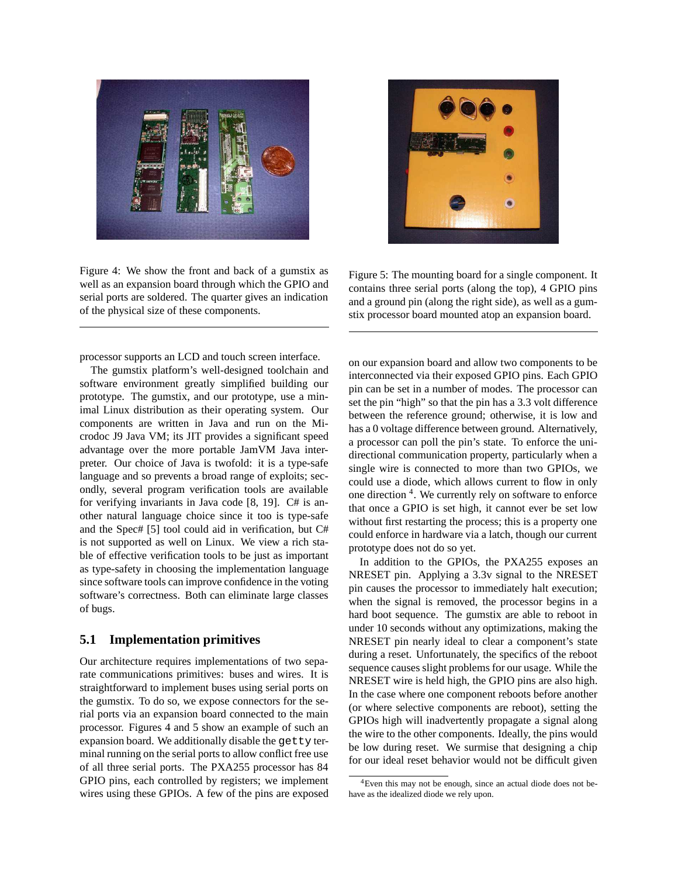Figure 4: We show the front and back of a gumstix as well as an expansion board through which the GPIO and serial ports are soldered. The quarter gives an indication of the physical size of these components.

Figure 5: The mounting board for a single component. It contains three serial ports (along the top), 4 GPIO pins and a ground pin (along the right side), as well as a gumstix processor board mounted atop an expansion board.

processor supports an LCD and touch screen interface.

The gumstix platform's well-designed toolchain and software environment greatly simplified building our prototype. The gumstix, and our prototype, use a minimal Linux distribution as their operating system. Our components are written in Java and run on the Microdoc J9 Java VM; its JIT provides a significant speed advantage over the more portable JamVM Java interpreter. Our choice of Java is twofold: it is a type-safe language and so prevents a broad range of exploits; secondly, several program verification tools are available for verifying invariants in Java code [8, 19]. C# is another natural language choice since it too is type-safe and the Spec# [5] tool could aid in verification, but C# is not supported as well on Linux. We view a rich stable of effective verification tools to be just as important as type-safety in choosing the implementation language since software tools can improve confidence in the voting software's correctness. Both can eliminate large classes of bugs.

## 5.1 Implementation primitives

Our architecture requires implementations of two separate communications primitives: buses and wires. It is straightforward to implement buses using serial ports on the gumstix. To do so, we expose connectors for the serial ports via an expansion board connected to the main processor. Figures 4 and 5 show an example of such an expansion board. We additionally disable the `getty` terminal running on the serial ports to allow conflict free use of all three serial ports. The PXA255 processor has 84 GPIO pins, each controlled by registers; we implement wires using these GPIOs. A few of the pins are exposed on our expansion board and allow two components to be interconnected via their exposed GPIO pins. Each GPIO pin can be set in a number of modes. The processor can set the pin "high" so that the pin has a 3.3 volt difference between the reference ground; otherwise, it is low and has a 0 voltage difference between ground. Alternatively, a processor can poll the pin's state. To enforce the unidirectional communication property, particularly when a single wire is connected to more than two GPIOs, we could use a diode, which allows current to flow in only one direction [4]. We currently rely on software to enforce that once a GPIO is set high, it cannot ever be set low without first restarting the process; this is a property one could enforce in hardware via a latch, though our current prototype does not do so yet.

In addition to the GPIOs, the PXA255 exposes an NRESET pin. Applying a 3.3v signal to the NRESET pin causes the processor to immediately halt execution; when the signal is removed, the processor begins in a hard boot sequence. The gumstix are able to reboot in under 10 seconds without any optimizations, making the NRESET pin nearly ideal to clear a component's state during a reset. Unfortunately, the specifics of the reboot sequence causes slight problems for our usage. While the NRESET wire is held high, the GPIO pins are also high. In the case where one component reboots before another (or where selective components are reboot), setting the GPIOs high will inadvertently propagate a signal along the wire to the other components. Ideally, the pins would be low during reset. We surmise that designing a chip for our ideal reset behavior would not be difficult given

[4] Even this may not be enough, since an actual diode does not behave as the idealized diode we rely upon.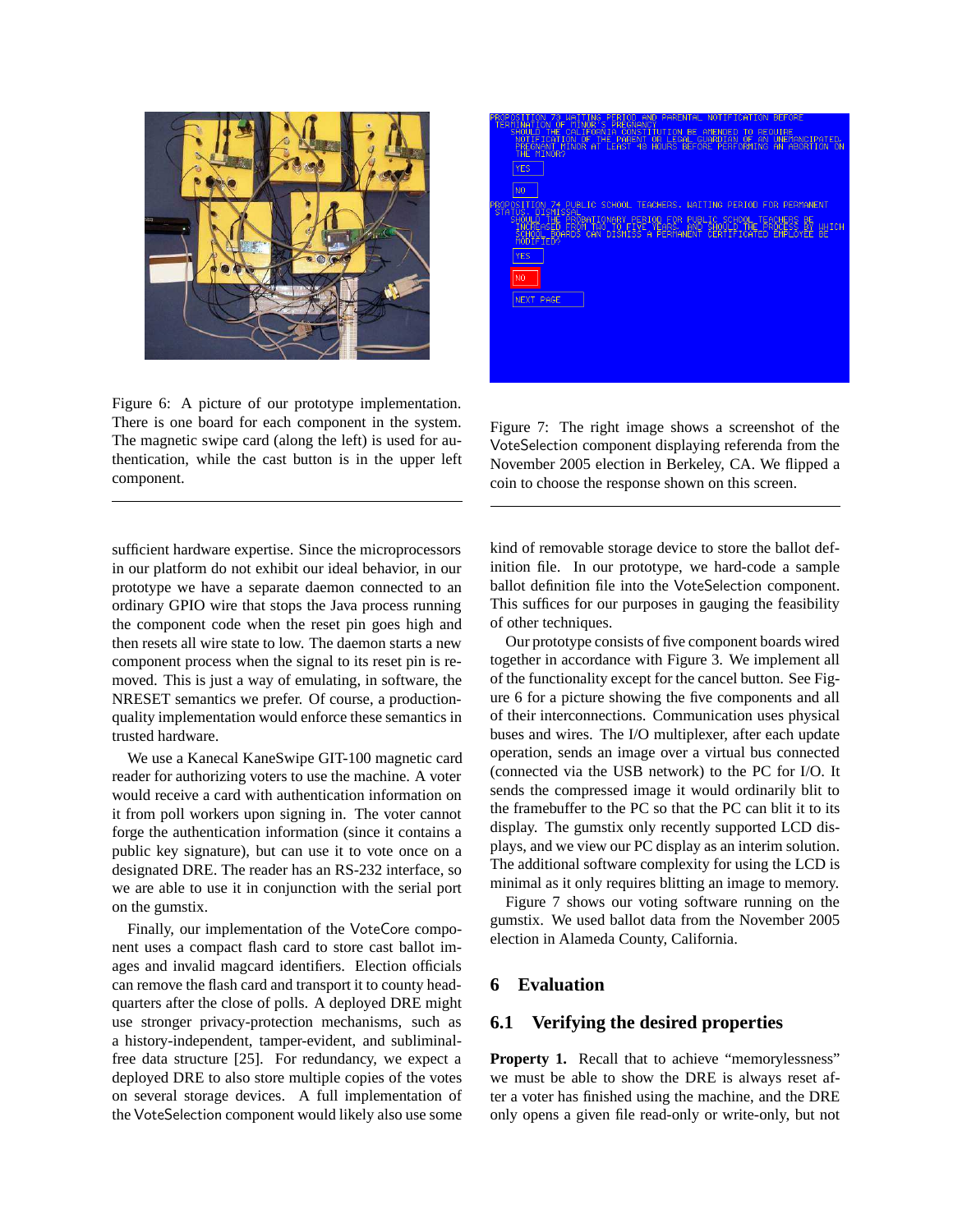Figure 6: A picture of our prototype implementation. There is one board for each component in the system. The magnetic swipe card (along the left) is used for authentication, while the cast button is in the upper left component.

Figure 7: The right image shows a screenshot of the VoteSelection component displaying referenda from the November 2005 election in Berkeley, CA. We flipped a coin to choose the response shown on this screen.

sufficient hardware expertise. Since the microprocessors in our platform do not exhibit our ideal behavior, in our prototype we have a separate daemon connected to an ordinary GPIO wire that stops the Java process running the component code when the reset pin goes high and then resets all wire state to low. The daemon starts a new component process when the signal to its reset pin is removed. This is just a way of emulating, in software, the NRESET semantics we prefer. Of course, a production-quality implementation would enforce these semantics in trusted hardware.

We use a Kanecal KaneSwipe GIT-100 magnetic card reader for authorizing voters to use the machine. A voter would receive a card with authentication information on it from poll workers upon signing in. The voter cannot forge the authentication information (since it contains a public key signature), but can use it to vote once on a designated DRE. The reader has an RS-232 interface, so we are able to use it in conjunction with the serial port on the gumstix.

Finally, our implementation of the VoteCore component uses a compact flash card to store cast ballot images and invalid magcard identifiers. Election officials can remove the flash card and transport it to county headquarters after the close of polls. A deployed DRE might use stronger privacy-protection mechanisms, such as a history-independent, tamper-evident, and subliminal-free data structure [25]. For redundancy, we expect a deployed DRE to also store multiple copies of the votes on several storage devices. A full implementation of the VoteSelection component would likely also use some kind of removable storage device to store the ballot definition file. In our prototype, we hard-code a sample ballot definition file into the VoteSelection component. This suffices for our purposes in gauging the feasibility of other techniques.

Our prototype consists of five component boards wired together in accordance with Figure 3. We implement all of the functionality except for the cancel button. See Figure 6 for a picture showing the five components and all of their interconnections. Communication uses physical buses and wires. The I/O multiplexer, after each update operation, sends an image over a virtual bus connected (connected via the USB network) to the PC for I/O. It sends the compressed image it would ordinarily blit to the framebuffer to the PC so that the PC can blit it to its display. The gumstix only recently supported LCD displays, and we view our PC display as an interim solution. The additional software complexity for using the LCD is minimal as it only requires blitting an image to memory.

Figure 7 shows our voting software running on the gumstix. We used ballot data from the November 2005 election in Alameda County, California.

# 6 Evaluation

## 6.1 Verifying the desired properties

**Property 1.** Recall that to achieve "memorylessness" we must be able to show the DRE is always reset after a voter has finished using the machine, and the DRE only opens a given file read-only or write-only, but not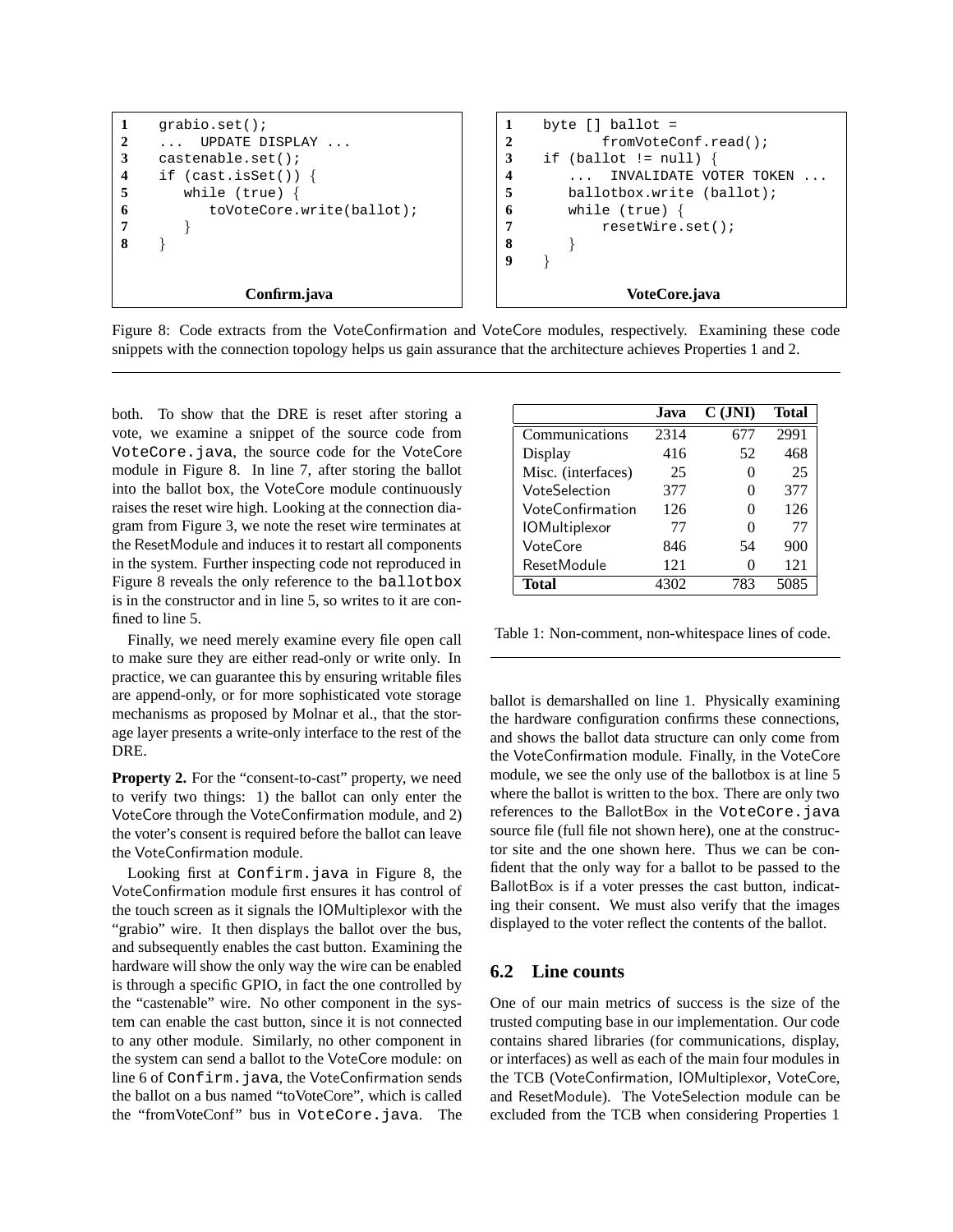```
1    grabio.set();
2    ...  UPDATE DISPLAY ...
3    castenable.set();
4    if (cast.isSet()) {
5       while (true) {
6          toVoteCore.write(ballot);
7       }
8    }
```

**Confirm.java**

```
1    byte [] ballot =
2             fromVoteConf.read();
3    if (ballot != null) {
4       ...  INVALIDATE VOTER TOKEN ...
5       ballotbox.write (ballot);
6       while (true) {
7           resetWire.set();
8       }
9    }
```

**VoteCore.java**

Figure 8: Code extracts from the VoteConfirmation and VoteCore modules, respectively. Examining these code snippets with the connection topology helps us gain assurance that the architecture achieves Properties 1 and 2.

both. To show that the DRE is reset after storing a vote, we examine a snippet of the source code from `VoteCore.java`, the source code for the VoteCore module in Figure 8. In line 7, after storing the ballot into the ballot box, the VoteCore module continuously raises the reset wire high. Looking at the connection diagram from Figure 3, we note the reset wire terminates at the ResetModule and induces it to restart all components in the system. Further inspecting code not reproduced in Figure 8 reveals the only reference to the `ballotbox` is in the constructor and in line 5, so writes to it are confined to line 5.

Finally, we need merely examine every file open call to make sure they are either read-only or write only. In practice, we can guarantee this by ensuring writable files are append-only, or for more sophisticated vote storage mechanisms as proposed by Molnar et al., that the storage layer presents a write-only interface to the rest of the DRE.

**Property 2.** For the "consent-to-cast" property, we need to verify two things: 1) the ballot can only enter the VoteCore through the VoteConfirmation module, and 2) the voter's consent is required before the ballot can leave the VoteConfirmation module.

Looking first at `Confirm.java` in Figure 8, the VoteConfirmation module first ensures it has control of the touch screen as it signals the IOMultiplexor with the "grabio" wire. It then displays the ballot over the bus, and subsequently enables the cast button. Examining the hardware will show the only way the wire can be enabled is through a specific GPIO, in fact the one controlled by the "castenable" wire. No other component in the system can enable the cast button, since it is not connected to any other module. Similarly, no other component in the system can send a ballot to the VoteCore module: on line 6 of `Confirm.java`, the VoteConfirmation sends the ballot on a bus named "toVoteCore", which is called the "fromVoteConf" bus in `VoteCore.java`. The ballot is demarshalled on line 1. Physically examining the hardware configuration confirms these connections, and shows the ballot data structure can only come from the VoteConfirmation module. Finally, in the VoteCore module, we see the only use of the ballotbox is at line 5 where the ballot is written to the box. There are only two references to the BallotBox in the `VoteCore.java` source file (full file not shown here), one at the constructor site and the one shown here. Thus we can be confident that the only way for a ballot to be passed to the BallotBox is if a voter presses the cast button, indicating their consent. We must also verify that the images displayed to the voter reflect the contents of the ballot.

| | **Java** | **C (JNI)** | **Total** |
|---|---|---|---|
| Communications | 2314 | 677 | 2991 |
| Display | 416 | 52 | 468 |
| Misc. (interfaces) | 25 | 0 | 25 |
| VoteSelection | 377 | 0 | 377 |
| VoteConfirmation | 126 | 0 | 126 |
| IOMultiplexor | 77 | 0 | 77 |
| VoteCore | 846 | 54 | 900 |
| ResetModule | 121 | 0 | 121 |
| **Total** | 4302 | 783 | 5085 |

Table 1: Non-comment, non-whitespace lines of code.

## 6.2 Line counts

One of our main metrics of success is the size of the trusted computing base in our implementation. Our code contains shared libraries (for communications, display, or interfaces) as well as each of the main four modules in the TCB (VoteConfirmation, IOMultiplexor, VoteCore, and ResetModule). The VoteSelection module can be excluded from the TCB when considering Properties 1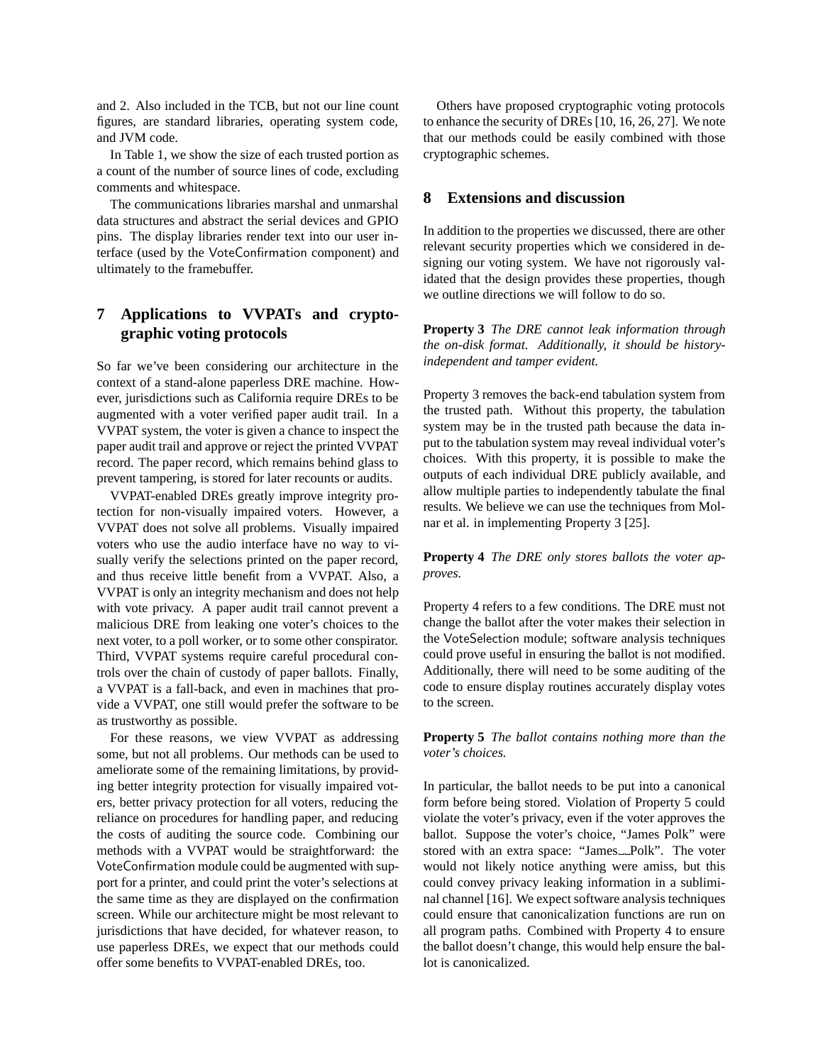and 2. Also included in the TCB, but not our line count figures, are standard libraries, operating system code, and JVM code.

In Table 1, we show the size of each trusted portion as a count of the number of source lines of code, excluding comments and whitespace.

The communications libraries marshal and unmarshal data structures and abstract the serial devices and GPIO pins. The display libraries render text into our user interface (used by the VoteConfirmation component) and ultimately to the framebuffer.

## 7 Applications to VVPATs and cryptographic voting protocols

So far we've been considering our architecture in the context of a stand-alone paperless DRE machine. However, jurisdictions such as California require DREs to be augmented with a voter verified paper audit trail. In a VVPAT system, the voter is given a chance to inspect the paper audit trail and approve or reject the printed VVPAT record. The paper record, which remains behind glass to prevent tampering, is stored for later recounts or audits.

VVPAT-enabled DREs greatly improve integrity protection for non-visually impaired voters. However, a VVPAT does not solve all problems. Visually impaired voters who use the audio interface have no way to visually verify the selections printed on the paper record, and thus receive little benefit from a VVPAT. Also, a VVPAT is only an integrity mechanism and does not help with vote privacy. A paper audit trail cannot prevent a malicious DRE from leaking one voter's choices to the next voter, to a poll worker, or to some other conspirator. Third, VVPAT systems require careful procedural controls over the chain of custody of paper ballots. Finally, a VVPAT is a fall-back, and even in machines that provide a VVPAT, one still would prefer the software to be as trustworthy as possible.

For these reasons, we view VVPAT as addressing some, but not all problems. Our methods can be used to ameliorate some of the remaining limitations, by providing better integrity protection for visually impaired voters, better privacy protection for all voters, reducing the reliance on procedures for handling paper, and reducing the costs of auditing the source code. Combining our methods with a VVPAT would be straightforward: the VoteConfirmation module could be augmented with support for a printer, and could print the voter's selections at the same time as they are displayed on the confirmation screen. While our architecture might be most relevant to jurisdictions that have decided, for whatever reason, to use paperless DREs, we expect that our methods could offer some benefits to VVPAT-enabled DREs, too.

Others have proposed cryptographic voting protocols to enhance the security of DREs [10, 16, 26, 27]. We note that our methods could be easily combined with those cryptographic schemes.

## 8 Extensions and discussion

In addition to the properties we discussed, there are other relevant security properties which we considered in designing our voting system. We have not rigorously validated that the design provides these properties, though we outline directions we will follow to do so.

**Property 3** *The DRE cannot leak information through the on-disk format. Additionally, it should be history-independent and tamper evident.*

Property 3 removes the back-end tabulation system from the trusted path. Without this property, the tabulation system may be in the trusted path because the data input to the tabulation system may reveal individual voter's choices. With this property, it is possible to make the outputs of each individual DRE publicly available, and allow multiple parties to independently tabulate the final results. We believe we can use the techniques from Molnar et al. in implementing Property 3 [25].

**Property 4** *The DRE only stores ballots the voter approves.*

Property 4 refers to a few conditions. The DRE must not change the ballot after the voter makes their selection in the VoteSelection module; software analysis techniques could prove useful in ensuring the ballot is not modified. Additionally, there will need to be some auditing of the code to ensure display routines accurately display votes to the screen.

**Property 5** *The ballot contains nothing more than the voter's choices.*

In particular, the ballot needs to be put into a canonical form before being stored. Violation of Property 5 could violate the voter's privacy, even if the voter approves the ballot. Suppose the voter's choice, "James Polk" were stored with an extra space: "James␣␣Polk". The voter would not likely notice anything were amiss, but this could convey privacy leaking information in a subliminal channel [16]. We expect software analysis techniques could ensure that canonicalization functions are run on all program paths. Combined with Property 4 to ensure the ballot doesn't change, this would help ensure the ballot is canonicalized.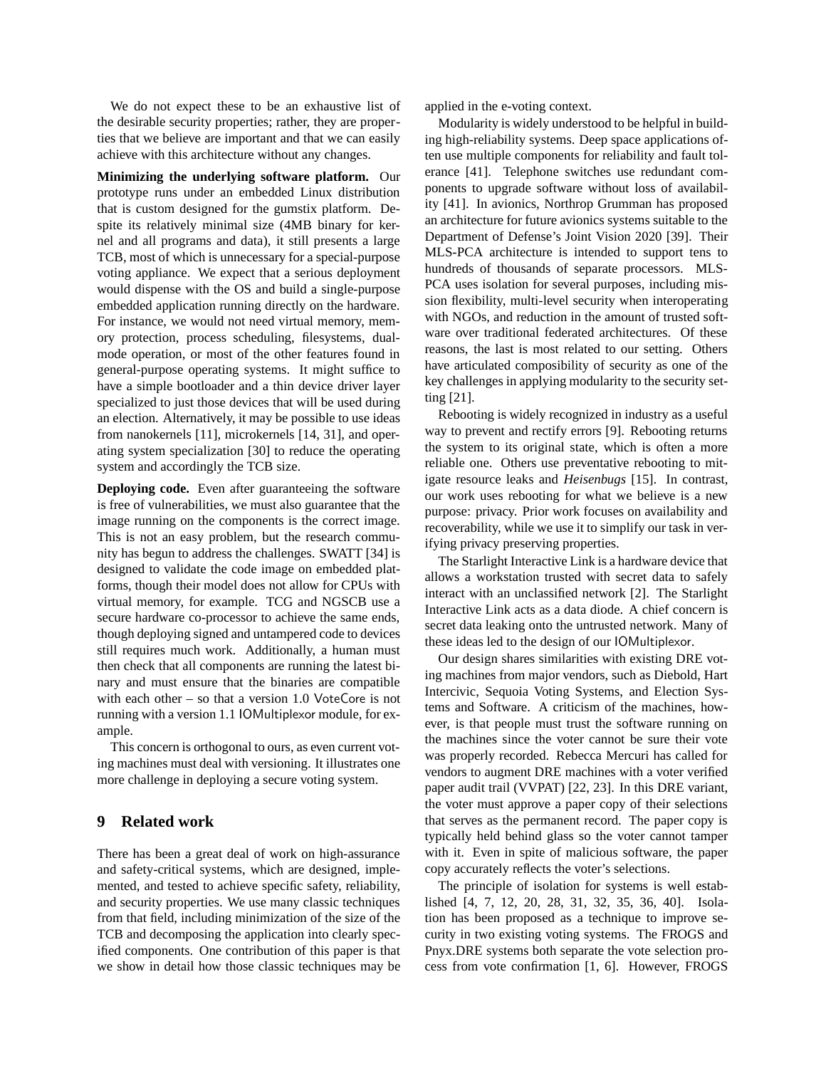We do not expect these to be an exhaustive list of the desirable security properties; rather, they are properties that we believe are important and that we can easily achieve with this architecture without any changes.

**Minimizing the underlying software platform.** Our prototype runs under an embedded Linux distribution that is custom designed for the gumstix platform. Despite its relatively minimal size (4MB binary for kernel and all programs and data), it still presents a large TCB, most of which is unnecessary for a special-purpose voting appliance. We expect that a serious deployment would dispense with the OS and build a single-purpose embedded application running directly on the hardware. For instance, we would not need virtual memory, memory protection, process scheduling, filesystems, dual-mode operation, or most of the other features found in general-purpose operating systems. It might suffice to have a simple bootloader and a thin device driver layer specialized to just those devices that will be used during an election. Alternatively, it may be possible to use ideas from nanokernels [11], microkernels [14, 31], and operating system specialization [30] to reduce the operating system and accordingly the TCB size.

**Deploying code.** Even after guaranteeing the software is free of vulnerabilities, we must also guarantee that the image running on the components is the correct image. This is not an easy problem, but the research community has begun to address the challenges. SWATT [34] is designed to validate the code image on embedded platforms, though their model does not allow for CPUs with virtual memory, for example. TCG and NGSCB use a secure hardware co-processor to achieve the same ends, though deploying signed and untampered code to devices still requires much work. Additionally, a human must then check that all components are running the latest binary and must ensure that the binaries are compatible with each other – so that a version 1.0 VoteCore is not running with a version 1.1 IOMultiplexor module, for example.

This concern is orthogonal to ours, as even current voting machines must deal with versioning. It illustrates one more challenge in deploying a secure voting system.

## 9 Related work

There has been a great deal of work on high-assurance and safety-critical systems, which are designed, implemented, and tested to achieve specific safety, reliability, and security properties. We use many classic techniques from that field, including minimization of the size of the TCB and decomposing the application into clearly specified components. One contribution of this paper is that we show in detail how those classic techniques may be applied in the e-voting context.

Modularity is widely understood to be helpful in building high-reliability systems. Deep space applications often use multiple components for reliability and fault tolerance [41]. Telephone switches use redundant components to upgrade software without loss of availability [41]. In avionics, Northrop Grumman has proposed an architecture for future avionics systems suitable to the Department of Defense's Joint Vision 2020 [39]. Their MLS-PCA architecture is intended to support tens to hundreds of thousands of separate processors. MLS-PCA uses isolation for several purposes, including mission flexibility, multi-level security when interoperating with NGOs, and reduction in the amount of trusted software over traditional federated architectures. Of these reasons, the last is most related to our setting. Others have articulated composibility of security as one of the key challenges in applying modularity to the security setting [21].

Rebooting is widely recognized in industry as a useful way to prevent and rectify errors [9]. Rebooting returns the system to its original state, which is often a more reliable one. Others use preventative rebooting to mitigate resource leaks and *Heisenbugs* [15]. In contrast, our work uses rebooting for what we believe is a new purpose: privacy. Prior work focuses on availability and recoverability, while we use it to simplify our task in verifying privacy preserving properties.

The Starlight Interactive Link is a hardware device that allows a workstation trusted with secret data to safely interact with an unclassified network [2]. The Starlight Interactive Link acts as a data diode. A chief concern is secret data leaking onto the untrusted network. Many of these ideas led to the design of our IOMultiplexor.

Our design shares similarities with existing DRE voting machines from major vendors, such as Diebold, Hart Intercivic, Sequoia Voting Systems, and Election Systems and Software. A criticism of the machines, however, is that people must trust the software running on the machines since the voter cannot be sure their vote was properly recorded. Rebecca Mercuri has called for vendors to augment DRE machines with a voter verified paper audit trail (VVPAT) [22, 23]. In this DRE variant, the voter must approve a paper copy of their selections that serves as the permanent record. The paper copy is typically held behind glass so the voter cannot tamper with it. Even in spite of malicious software, the paper copy accurately reflects the voter's selections.

The principle of isolation for systems is well established [4, 7, 12, 20, 28, 31, 32, 35, 36, 40]. Isolation has been proposed as a technique to improve security in two existing voting systems. The FROGS and Pnyx.DRE systems both separate the vote selection process from vote confirmation [1, 6]. However, FROGS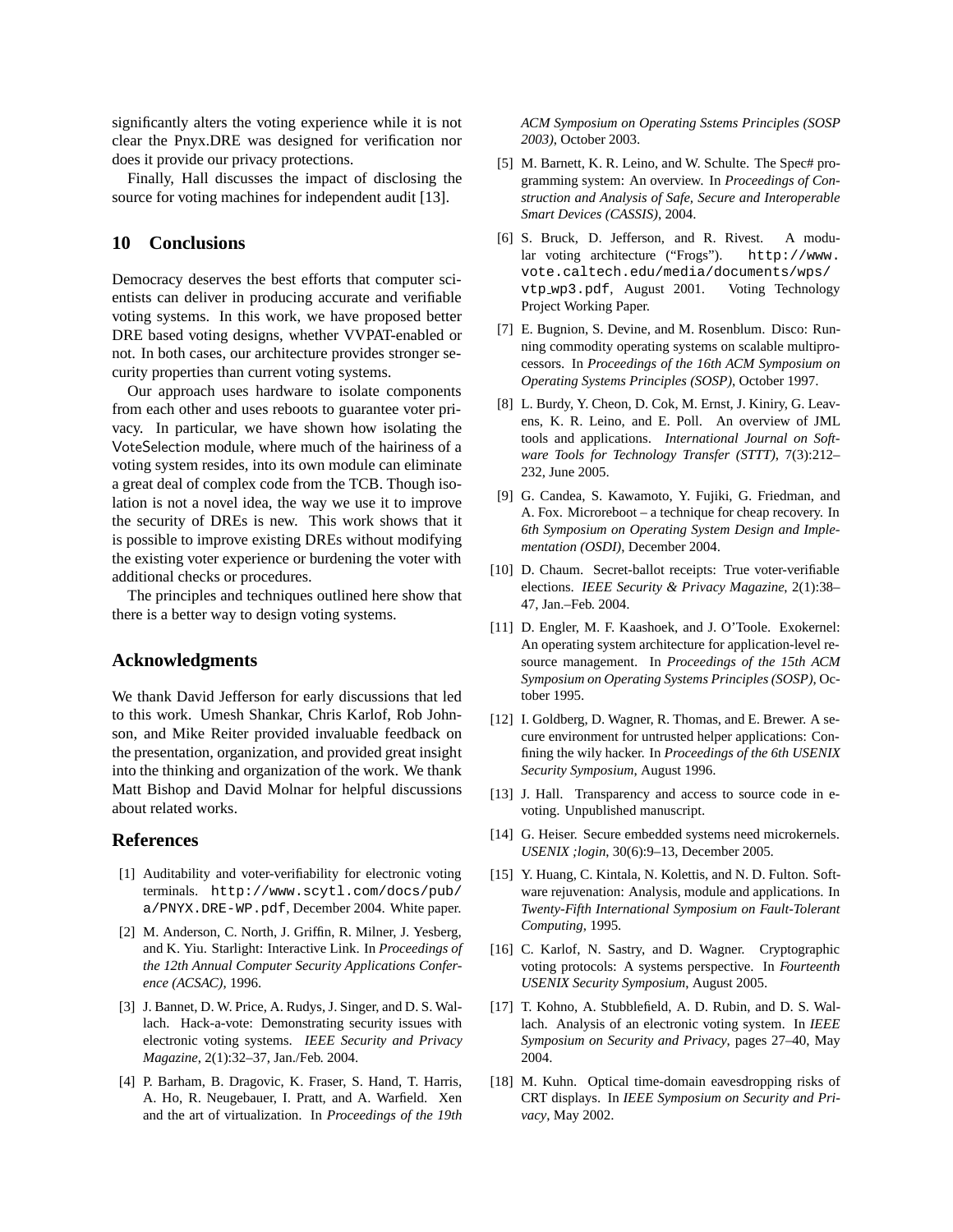significantly alters the voting experience while it is not clear the Pnyx.DRE was designed for verification nor does it provide our privacy protections.

Finally, Hall discusses the impact of disclosing the source for voting machines for independent audit [13].

## 10 Conclusions

Democracy deserves the best efforts that computer scientists can deliver in producing accurate and verifiable voting systems. In this work, we have proposed better DRE based voting designs, whether VVPAT-enabled or not. In both cases, our architecture provides stronger security properties than current voting systems.

Our approach uses hardware to isolate components from each other and uses reboots to guarantee voter privacy. In particular, we have shown how isolating the VoteSelection module, where much of the hairiness of a voting system resides, into its own module can eliminate a great deal of complex code from the TCB. Though isolation is not a novel idea, the way we use it to improve the security of DREs is new. This work shows that it is possible to improve existing DREs without modifying the existing voter experience or burdening the voter with additional checks or procedures.

The principles and techniques outlined here show that there is a better way to design voting systems.

## Acknowledgments

We thank David Jefferson for early discussions that led to this work. Umesh Shankar, Chris Karlof, Rob Johnson, and Mike Reiter provided invaluable feedback on the presentation, organization, and provided great insight into the thinking and organization of the work. We thank Matt Bishop and David Molnar for helpful discussions about related works.

## References

[1] Auditability and voter-verifiability for electronic voting terminals. `http://www.scytl.com/docs/pub/a/PNYX.DRE-WP.pdf`, December 2004. White paper.

[2] M. Anderson, C. North, J. Griffin, R. Milner, J. Yesberg, and K. Yiu. Starlight: Interactive Link. In *Proceedings of the 12th Annual Computer Security Applications Conference (ACSAC)*, 1996.

[3] J. Bannet, D. W. Price, A. Rudys, J. Singer, and D. S. Wallach. Hack-a-vote: Demonstrating security issues with electronic voting systems. *IEEE Security and Privacy Magazine*, 2(1):32–37, Jan./Feb. 2004.

[4] P. Barham, B. Dragovic, K. Fraser, S. Hand, T. Harris, A. Ho, R. Neugebauer, I. Pratt, and A. Warfield. Xen and the art of virtualization. In *Proceedings of the 19th ACM Symposium on Operating Sstems Principles (SOSP 2003)*, October 2003.

[5] M. Barnett, K. R. Leino, and W. Schulte. The Spec# programming system: An overview. In *Proceedings of Construction and Analysis of Safe, Secure and Interoperable Smart Devices (CASSIS)*, 2004.

[6] S. Bruck, D. Jefferson, and R. Rivest. A modular voting architecture ("Frogs"). `http://www.vote.caltech.edu/media/documents/wps/vtp_wp3.pdf`, August 2001. Voting Technology Project Working Paper.

[7] E. Bugnion, S. Devine, and M. Rosenblum. Disco: Running commodity operating systems on scalable multiprocessors. In *Proceedings of the 16th ACM Symposium on Operating Systems Principles (SOSP)*, October 1997.

[8] L. Burdy, Y. Cheon, D. Cok, M. Ernst, J. Kiniry, G. Leavens, K. R. Leino, and E. Poll. An overview of JML tools and applications. *International Journal on Software Tools for Technology Transfer (STTT)*, 7(3):212–232, June 2005.

[9] G. Candea, S. Kawamoto, Y. Fujiki, G. Friedman, and A. Fox. Microreboot – a technique for cheap recovery. In *6th Symposium on Operating System Design and Implementation (OSDI)*, December 2004.

[10] D. Chaum. Secret-ballot receipts: True voter-verifiable elections. *IEEE Security & Privacy Magazine*, 2(1):38–47, Jan.–Feb. 2004.

[11] D. Engler, M. F. Kaashoek, and J. O'Toole. Exokernel: An operating system architecture for application-level resource management. In *Proceedings of the 15th ACM Symposium on Operating Systems Principles (SOSP)*, October 1995.

[12] I. Goldberg, D. Wagner, R. Thomas, and E. Brewer. A secure environment for untrusted helper applications: Confining the wily hacker. In *Proceedings of the 6th USENIX Security Symposium*, August 1996.

[13] J. Hall. Transparency and access to source code in e-voting. Unpublished manuscript.

[14] G. Heiser. Secure embedded systems need microkernels. *USENIX ;login*, 30(6):9–13, December 2005.

[15] Y. Huang, C. Kintala, N. Kolettis, and N. D. Fulton. Software rejuvenation: Analysis, module and applications. In *Twenty-Fifth International Symposium on Fault-Tolerant Computing*, 1995.

[16] C. Karlof, N. Sastry, and D. Wagner. Cryptographic voting protocols: A systems perspective. In *Fourteenth USENIX Security Symposium*, August 2005.

[17] T. Kohno, A. Stubblefield, A. D. Rubin, and D. S. Wallach. Analysis of an electronic voting system. In *IEEE Symposium on Security and Privacy*, pages 27–40, May 2004.

[18] M. Kuhn. Optical time-domain eavesdropping risks of CRT displays. In *IEEE Symposium on Security and Privacy*, May 2002.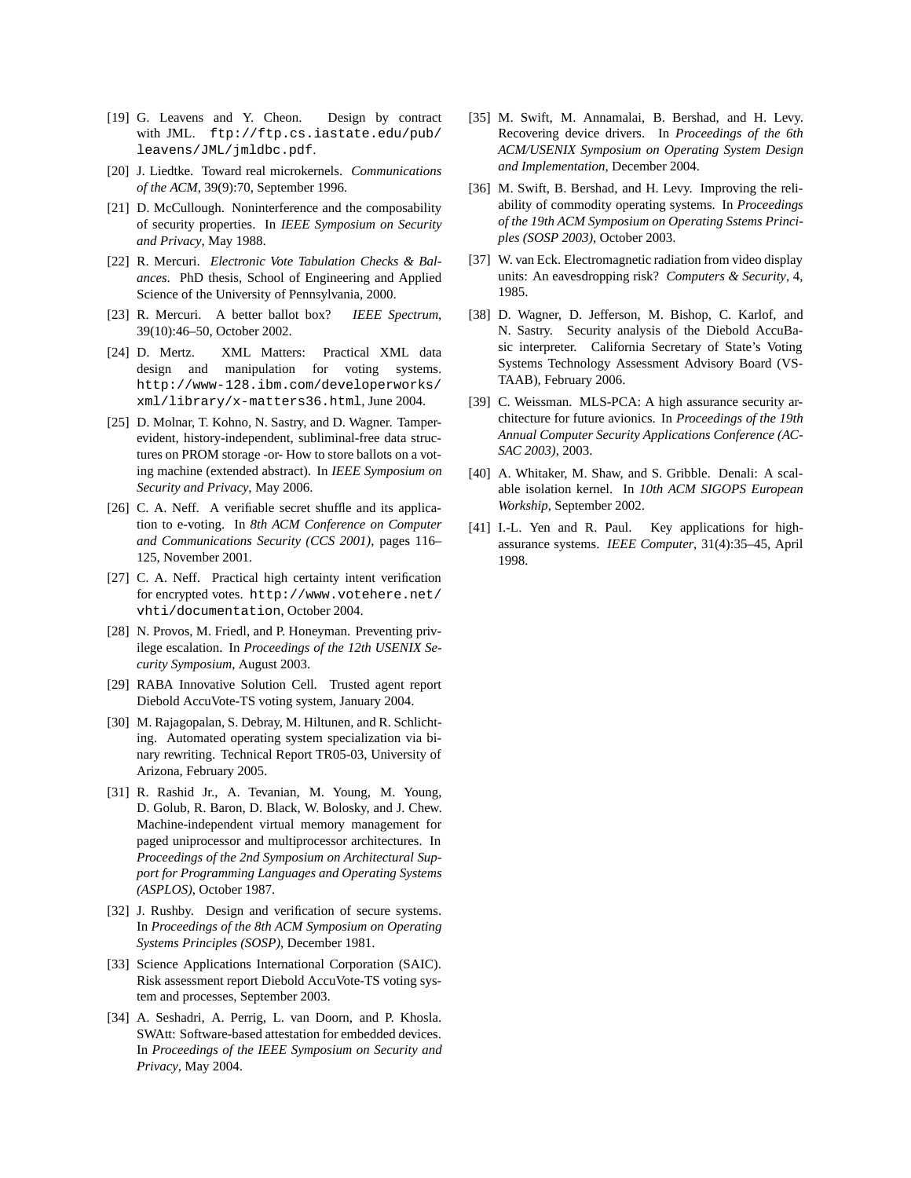[19] G. Leavens and Y. Cheon. Design by contract with JML. `ftp://ftp.cs.iastate.edu/pub/leavens/JML/jmldbc.pdf`.

[20] J. Liedtke. Toward real microkernels. *Communications of the ACM*, 39(9):70, September 1996.

[21] D. McCullough. Noninterference and the composability of security properties. In *IEEE Symposium on Security and Privacy*, May 1988.

[22] R. Mercuri. *Electronic Vote Tabulation Checks & Balances*. PhD thesis, School of Engineering and Applied Science of the University of Pennsylvania, 2000.

[23] R. Mercuri. A better ballot box? *IEEE Spectrum*, 39(10):46–50, October 2002.

[24] D. Mertz. XML Matters: Practical XML data design and manipulation for voting systems. `http://www-128.ibm.com/developerworks/xml/library/x-matters36.html`, June 2004.

[25] D. Molnar, T. Kohno, N. Sastry, and D. Wagner. Tamper-evident, history-independent, subliminal-free data structures on PROM storage -or- How to store ballots on a voting machine (extended abstract). In *IEEE Symposium on Security and Privacy*, May 2006.

[26] C. A. Neff. A verifiable secret shuffle and its application to e-voting. In *8th ACM Conference on Computer and Communications Security (CCS 2001)*, pages 116–125, November 2001.

[27] C. A. Neff. Practical high certainty intent verification for encrypted votes. `http://www.votehere.net/vhti/documentation`, October 2004.

[28] N. Provos, M. Friedl, and P. Honeyman. Preventing privilege escalation. In *Proceedings of the 12th USENIX Security Symposium*, August 2003.

[29] RABA Innovative Solution Cell. Trusted agent report Diebold AccuVote-TS voting system, January 2004.

[30] M. Rajagopalan, S. Debray, M. Hiltunen, and R. Schlichting. Automated operating system specialization via binary rewriting. Technical Report TR05-03, University of Arizona, February 2005.

[31] R. Rashid Jr., A. Tevanian, M. Young, M. Young, D. Golub, R. Baron, D. Black, W. Bolosky, and J. Chew. Machine-independent virtual memory management for paged uniprocessor and multiprocessor architectures. In *Proceedings of the 2nd Symposium on Architectural Support for Programming Languages and Operating Systems (ASPLOS)*, October 1987.

[32] J. Rushby. Design and verification of secure systems. In *Proceedings of the 8th ACM Symposium on Operating Systems Principles (SOSP)*, December 1981.

[33] Science Applications International Corporation (SAIC). Risk assessment report Diebold AccuVote-TS voting system and processes, September 2003.

[34] A. Seshadri, A. Perrig, L. van Doorn, and P. Khosla. SWAtt: Software-based attestation for embedded devices. In *Proceedings of the IEEE Symposium on Security and Privacy*, May 2004.

[35] M. Swift, M. Annamalai, B. Bershad, and H. Levy. Recovering device drivers. In *Proceedings of the 6th ACM/USENIX Symposium on Operating System Design and Implementation*, December 2004.

[36] M. Swift, B. Bershad, and H. Levy. Improving the reliability of commodity operating systems. In *Proceedings of the 19th ACM Symposium on Operating Sstems Principles (SOSP 2003)*, October 2003.

[37] W. van Eck. Electromagnetic radiation from video display units: An eavesdropping risk? *Computers & Security*, 4, 1985.

[38] D. Wagner, D. Jefferson, M. Bishop, C. Karlof, and N. Sastry. Security analysis of the Diebold AccuBasic interpreter. California Secretary of State's Voting Systems Technology Assessment Advisory Board (VSTAAB), February 2006.

[39] C. Weissman. MLS-PCA: A high assurance security architecture for future avionics. In *Proceedings of the 19th Annual Computer Security Applications Conference (ACSAC 2003)*, 2003.

[40] A. Whitaker, M. Shaw, and S. Gribble. Denali: A scalable isolation kernel. In *10th ACM SIGOPS European Workship*, September 2002.

[41] I.-L. Yen and R. Paul. Key applications for high-assurance systems. *IEEE Computer*, 31(4):35–45, April 1998.